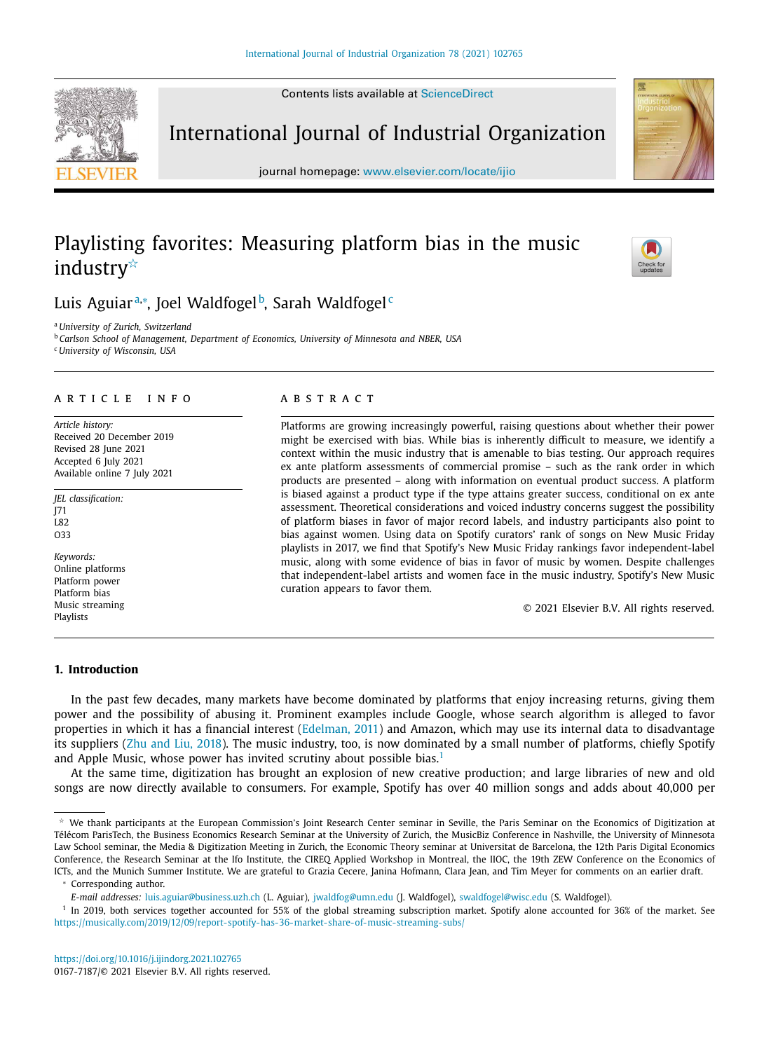# Playlisting favorites: Measuring platform bias in the music industry[☆]

Luis Aguiar[a,*], Joel Waldfogel[b], Sarah Waldfogel[c]

[a] *University of Zurich, Switzerland*
[b] *Carlson School of Management, Department of Economics, University of Minnesota and NBER, USA*
[c] *University of Wisconsin, USA*

## ARTICLE INFO

*Article history:*
Received 20 December 2019
Revised 28 June 2021
Accepted 6 July 2021
Available online 7 July 2021

*JEL classification:*
J71
L82
O33

*Keywords:*
Online platforms
Platform power
Platform bias
Music streaming
Playlists

## ABSTRACT

Platforms are growing increasingly powerful, raising questions about whether their power might be exercised with bias. While bias is inherently difficult to measure, we identify a context within the music industry that is amenable to bias testing. Our approach requires ex ante platform assessments of commercial promise – such as the rank order in which products are presented – along with information on eventual product success. A platform is biased against a product type if the type attains greater success, conditional on ex ante assessment. Theoretical considerations and voiced industry concerns suggest the possibility of platform biases in favor of major record labels, and industry participants also point to bias against women. Using data on Spotify curators' rank of songs on New Music Friday playlists in 2017, we find that Spotify's New Music Friday rankings favor independent-label music, along with some evidence of bias in favor of music by women. Despite challenges that independent-label artists and women face in the music industry, Spotify's New Music curation appears to favor them.

© 2021 Elsevier B.V. All rights reserved.

## 1. Introduction

In the past few decades, many markets have become dominated by platforms that enjoy increasing returns, giving them power and the possibility of abusing it. Prominent examples include Google, whose search algorithm is alleged to favor properties in which it has a financial interest (Edelman, 2011) and Amazon, which may use its internal data to disadvantage its suppliers (Zhu and Liu, 2018). The music industry, too, is now dominated by a small number of platforms, chiefly Spotify and Apple Music, whose power has invited scrutiny about possible bias.[1]

At the same time, digitization has brought an explosion of new creative production; and large libraries of new and old songs are now directly available to consumers. For example, Spotify has over 40 million songs and adds about 40,000 per

---

☆ We thank participants at the European Commission's Joint Research Center seminar in Seville, the Paris Seminar on the Economics of Digitization at Télécom ParisTech, the Business Economics Research Seminar at the University of Zurich, the MusicBiz Conference in Nashville, the University of Minnesota Law School seminar, the Media & Digitization Meeting in Zurich, the Economic Theory seminar at Universitat de Barcelona, the 12th Paris Digital Economics Conference, the Research Seminar at the Ifo Institute, the CIREQ Applied Workshop in Montreal, the IIOC, the 19th ZEW Conference on the Economics of ICTs, and the Munich Summer Institute. We are grateful to Grazia Cecere, Janina Hofmann, Clara Jean, and Tim Meyer for comments on an earlier draft.

\* Corresponding author.

*E-mail addresses:* luis.aguiar@business.uzh.ch (L. Aguiar), jwaldfog@umn.edu (J. Waldfogel), swaldfogel@wisc.edu (S. Waldfogel).

[1] In 2019, both services together accounted for 55% of the global streaming subscription market. Spotify alone accounted for 36% of the market. See https://musically.com/2019/12/09/report-spotify-has-36-market-share-of-music-streaming-subs/

https://doi.org/10.1016/j.ijindorg.2021.102765
0167-7187/© 2021 Elsevier B.V. All rights reserved.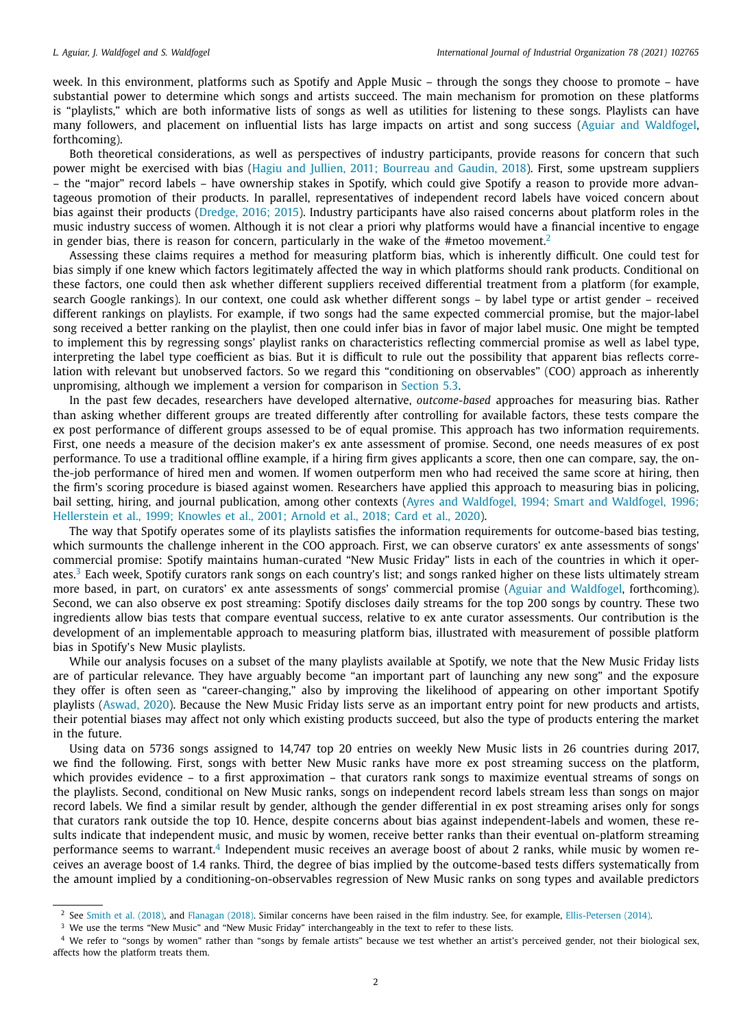week. In this environment, platforms such as Spotify and Apple Music – through the songs they choose to promote – have substantial power to determine which songs and artists succeed. The main mechanism for promotion on these platforms is "playlists," which are both informative lists of songs as well as utilities for listening to these songs. Playlists can have many followers, and placement on influential lists has large impacts on artist and song success (Aguiar and Waldfogel, forthcoming).

Both theoretical considerations, as well as perspectives of industry participants, provide reasons for concern that such power might be exercised with bias (Hagiu and Jullien, 2011; Bourreau and Gaudin, 2018). First, some upstream suppliers – the "major" record labels – have ownership stakes in Spotify, which could give Spotify a reason to provide more advantageous promotion of their products. In parallel, representatives of independent record labels have voiced concern about bias against their products (Dredge, 2016; 2015). Industry participants have also raised concerns about platform roles in the music industry success of women. Although it is not clear a priori why platforms would have a financial incentive to engage in gender bias, there is reason for concern, particularly in the wake of the #metoo movement.[2]

Assessing these claims requires a method for measuring platform bias, which is inherently difficult. One could test for bias simply if one knew which factors legitimately affected the way in which platforms should rank products. Conditional on these factors, one could then ask whether different suppliers received differential treatment from a platform (for example, search Google rankings). In our context, one could ask whether different songs – by label type or artist gender – received different rankings on playlists. For example, if two songs had the same expected commercial promise, but the major-label song received a better ranking on the playlist, then one could infer bias in favor of major label music. One might be tempted to implement this by regressing songs' playlist ranks on characteristics reflecting commercial promise as well as label type, interpreting the label type coefficient as bias. But it is difficult to rule out the possibility that apparent bias reflects correlation with relevant but unobserved factors. So we regard this "conditioning on observables" (COO) approach as inherently unpromising, although we implement a version for comparison in Section 5.3.

In the past few decades, researchers have developed alternative, *outcome-based* approaches for measuring bias. Rather than asking whether different groups are treated differently after controlling for available factors, these tests compare the ex post performance of different groups assessed to be of equal promise. This approach has two information requirements. First, one needs a measure of the decision maker's ex ante assessment of promise. Second, one needs measures of ex post performance. To use a traditional offline example, if a hiring firm gives applicants a score, then one can compare, say, the on-the-job performance of hired men and women. If women outperform men who had received the same score at hiring, then the firm's scoring procedure is biased against women. Researchers have applied this approach to measuring bias in policing, bail setting, hiring, and journal publication, among other contexts (Ayres and Waldfogel, 1994; Smart and Waldfogel, 1996; Hellerstein et al., 1999; Knowles et al., 2001; Arnold et al., 2018; Card et al., 2020).

The way that Spotify operates some of its playlists satisfies the information requirements for outcome-based bias testing, which surmounts the challenge inherent in the COO approach. First, we can observe curators' ex ante assessments of songs' commercial promise: Spotify maintains human-curated "New Music Friday" lists in each of the countries in which it operates.[3] Each week, Spotify curators rank songs on each country's list; and songs ranked higher on these lists ultimately stream more based, in part, on curators' ex ante assessments of songs' commercial promise (Aguiar and Waldfogel, forthcoming). Second, we can also observe ex post streaming: Spotify discloses daily streams for the top 200 songs by country. These two ingredients allow bias tests that compare eventual success, relative to ex ante curator assessments. Our contribution is the development of an implementable approach to measuring platform bias, illustrated with measurement of possible platform bias in Spotify's New Music playlists.

While our analysis focuses on a subset of the many playlists available at Spotify, we note that the New Music Friday lists are of particular relevance. They have arguably become "an important part of launching any new song" and the exposure they offer is often seen as "career-changing," also by improving the likelihood of appearing on other important Spotify playlists (Aswad, 2020). Because the New Music Friday lists serve as an important entry point for new products and artists, their potential biases may affect not only which existing products succeed, but also the type of products entering the market in the future.

Using data on 5736 songs assigned to 14,747 top 20 entries on weekly New Music lists in 26 countries during 2017, we find the following. First, songs with better New Music ranks have more ex post streaming success on the platform, which provides evidence – to a first approximation – that curators rank songs to maximize eventual streams of songs on the playlists. Second, conditional on New Music ranks, songs on independent record labels stream less than songs on major record labels. We find a similar result by gender, although the gender differential in ex post streaming arises only for songs that curators rank outside the top 10. Hence, despite concerns about bias against independent-labels and women, these results indicate that independent music, and music by women, receive better ranks than their eventual on-platform streaming performance seems to warrant.[4] Independent music receives an average boost of about 2 ranks, while music by women receives an average boost of 1.4 ranks. Third, the degree of bias implied by the outcome-based tests differs systematically from the amount implied by a conditioning-on-observables regression of New Music ranks on song types and available predictors

---

[2] See Smith et al. (2018), and Flanagan (2018). Similar concerns have been raised in the film industry. See, for example, Ellis-Petersen (2014).

[3] We use the terms "New Music" and "New Music Friday" interchangeably in the text to refer to these lists.

[4] We refer to "songs by women" rather than "songs by female artists" because we test whether an artist's perceived gender, not their biological sex, affects how the platform treats them.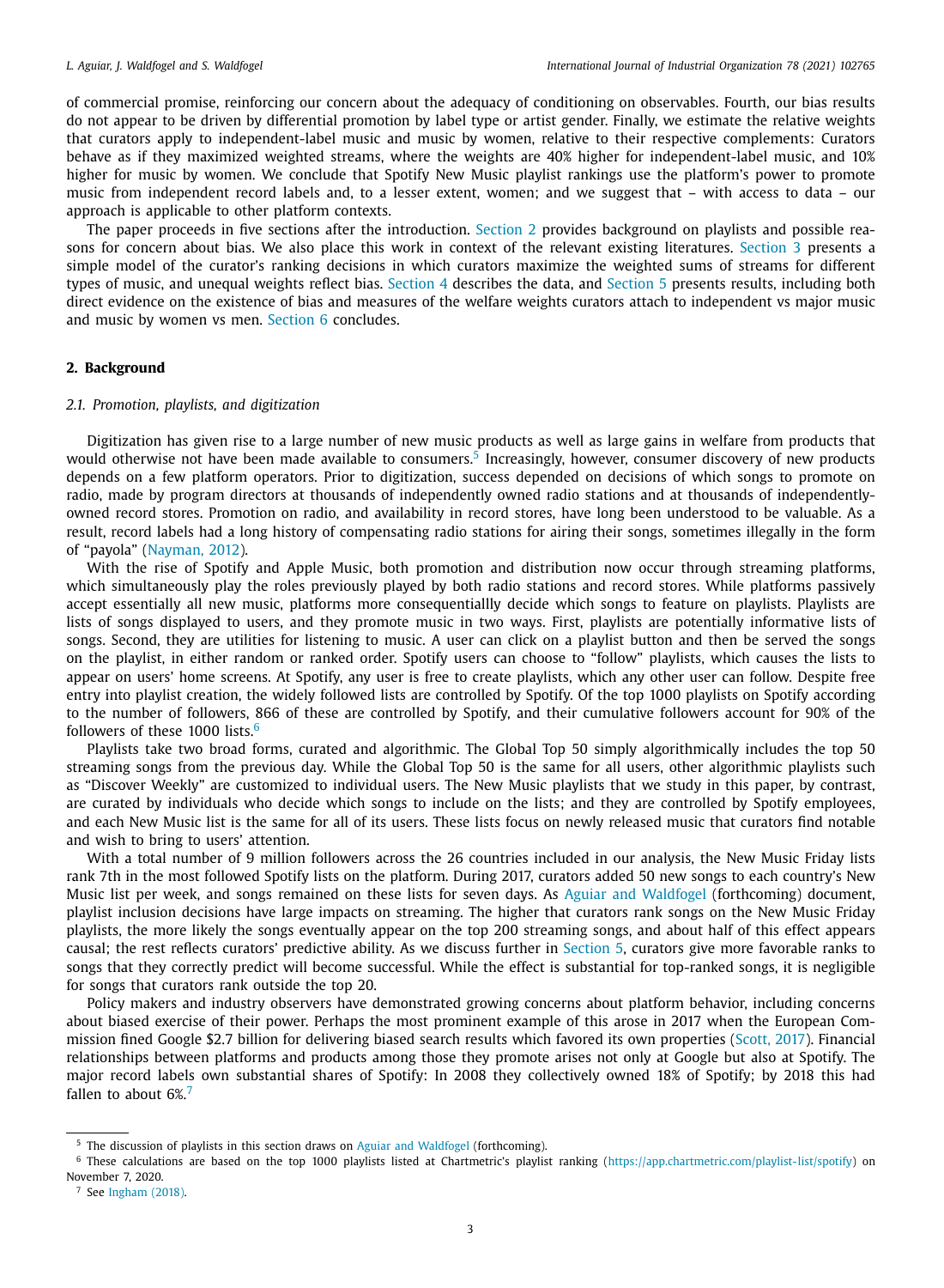of commercial promise, reinforcing our concern about the adequacy of conditioning on observables. Fourth, our bias results do not appear to be driven by differential promotion by label type or artist gender. Finally, we estimate the relative weights that curators apply to independent-label music and music by women, relative to their respective complements: Curators behave as if they maximized weighted streams, where the weights are 40% higher for independent-label music, and 10% higher for music by women. We conclude that Spotify New Music playlist rankings use the platform's power to promote music from independent record labels and, to a lesser extent, women; and we suggest that – with access to data – our approach is applicable to other platform contexts.

The paper proceeds in five sections after the introduction. Section 2 provides background on playlists and possible reasons for concern about bias. We also place this work in context of the relevant existing literatures. Section 3 presents a simple model of the curator's ranking decisions in which curators maximize the weighted sums of streams for different types of music, and unequal weights reflect bias. Section 4 describes the data, and Section 5 presents results, including both direct evidence on the existence of bias and measures of the welfare weights curators attach to independent vs major music and music by women vs men. Section 6 concludes.

## 2. Background

### 2.1. Promotion, playlists, and digitization

Digitization has given rise to a large number of new music products as well as large gains in welfare from products that would otherwise not have been made available to consumers.[5] Increasingly, however, consumer discovery of new products depends on a few platform operators. Prior to digitization, success depended on decisions of which songs to promote on radio, made by program directors at thousands of independently owned radio stations and at thousands of independently-owned record stores. Promotion on radio, and availability in record stores, have long been understood to be valuable. As a result, record labels had a long history of compensating radio stations for airing their songs, sometimes illegally in the form of "payola" (Nayman, 2012).

With the rise of Spotify and Apple Music, both promotion and distribution now occur through streaming platforms, which simultaneously play the roles previously played by both radio stations and record stores. While platforms passively accept essentially all new music, platforms more consequentiallly decide which songs to feature on playlists. Playlists are lists of songs displayed to users, and they promote music in two ways. First, playlists are potentially informative lists of songs. Second, they are utilities for listening to music. A user can click on a playlist button and then be served the songs on the playlist, in either random or ranked order. Spotify users can choose to "follow" playlists, which causes the lists to appear on users' home screens. At Spotify, any user is free to create playlists, which any other user can follow. Despite free entry into playlist creation, the widely followed lists are controlled by Spotify. Of the top 1000 playlists on Spotify according to the number of followers, 866 of these are controlled by Spotify, and their cumulative followers account for 90% of the followers of these 1000 lists.[6]

Playlists take two broad forms, curated and algorithmic. The Global Top 50 simply algorithmically includes the top 50 streaming songs from the previous day. While the Global Top 50 is the same for all users, other algorithmic playlists such as "Discover Weekly" are customized to individual users. The New Music playlists that we study in this paper, by contrast, are curated by individuals who decide which songs to include on the lists; and they are controlled by Spotify employees, and each New Music list is the same for all of its users. These lists focus on newly released music that curators find notable and wish to bring to users' attention.

With a total number of 9 million followers across the 26 countries included in our analysis, the New Music Friday lists rank 7th in the most followed Spotify lists on the platform. During 2017, curators added 50 new songs to each country's New Music list per week, and songs remained on these lists for seven days. As Aguiar and Waldfogel (forthcoming) document, playlist inclusion decisions have large impacts on streaming. The higher that curators rank songs on the New Music Friday playlists, the more likely the songs eventually appear on the top 200 streaming songs, and about half of this effect appears causal; the rest reflects curators' predictive ability. As we discuss further in Section 5, curators give more favorable ranks to songs that they correctly predict will become successful. While the effect is substantial for top-ranked songs, it is negligible for songs that curators rank outside the top 20.

Policy makers and industry observers have demonstrated growing concerns about platform behavior, including concerns about biased exercise of their power. Perhaps the most prominent example of this arose in 2017 when the European Commission fined Google $2.7 billion for delivering biased search results which favored its own properties (Scott, 2017). Financial relationships between platforms and products among those they promote arises not only at Google but also at Spotify. The major record labels own substantial shares of Spotify: In 2008 they collectively owned 18% of Spotify; by 2018 this had fallen to about 6%.[7]

---

[5] The discussion of playlists in this section draws on Aguiar and Waldfogel (forthcoming).

[6] These calculations are based on the top 1000 playlists listed at Chartmetric's playlist ranking (https://app.chartmetric.com/playlist-list/spotify) on November 7, 2020.

[7] See Ingham (2018).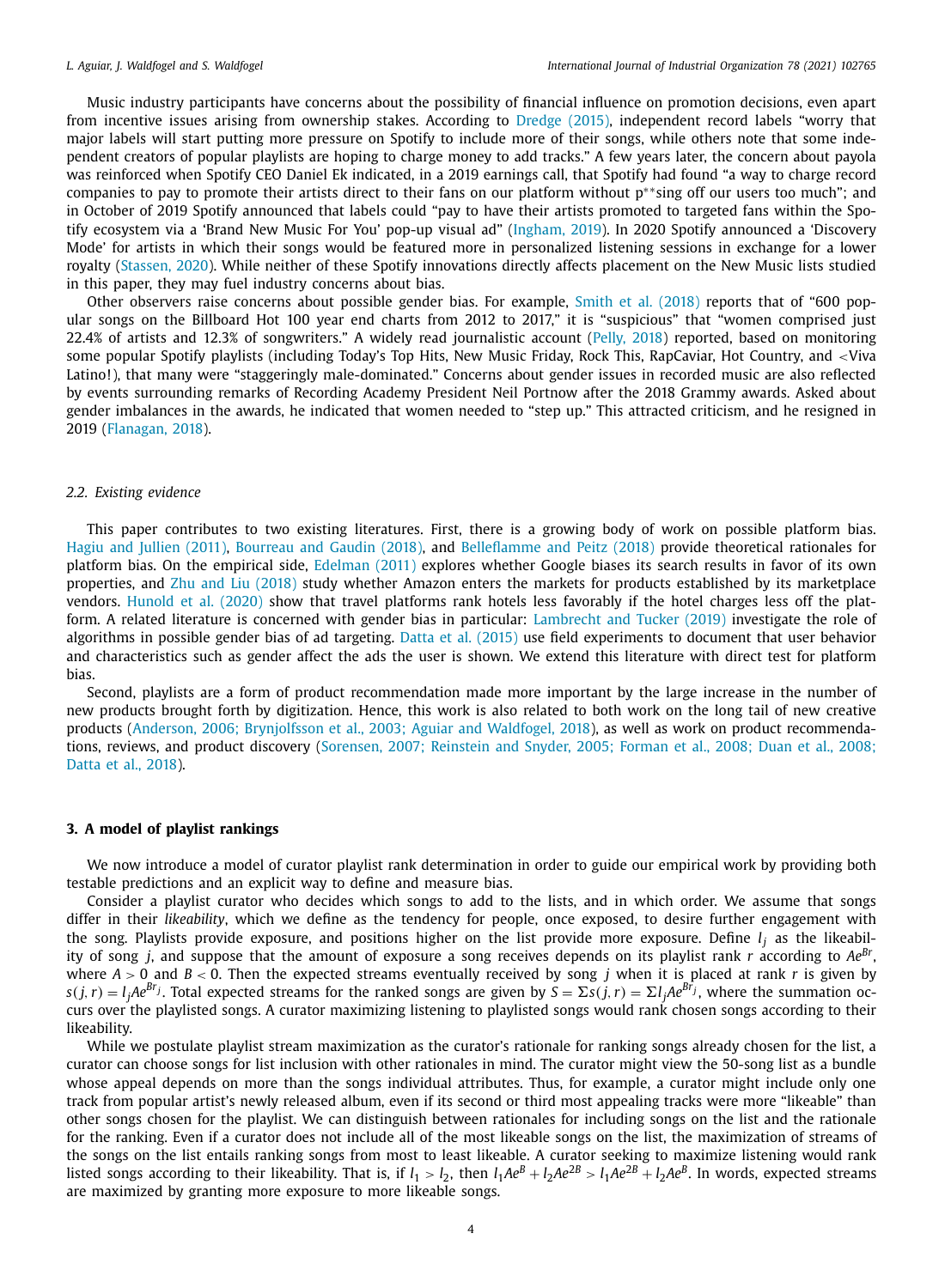Music industry participants have concerns about the possibility of financial influence on promotion decisions, even apart from incentive issues arising from ownership stakes. According to Dredge (2015), independent record labels "worry that major labels will start putting more pressure on Spotify to include more of their songs, while others note that some independent creators of popular playlists are hoping to charge money to add tracks." A few years later, the concern about payola was reinforced when Spotify CEO Daniel Ek indicated, in a 2019 earnings call, that Spotify had found "a way to charge record companies to pay to promote their artists direct to their fans on our platform without p**sing off our users too much"; and in October of 2019 Spotify announced that labels could "pay to have their artists promoted to targeted fans within the Spotify ecosystem via a 'Brand New Music For You' pop-up visual ad" (Ingham, 2019). In 2020 Spotify announced a 'Discovery Mode' for artists in which their songs would be featured more in personalized listening sessions in exchange for a lower royalty (Stassen, 2020). While neither of these Spotify innovations directly affects placement on the New Music lists studied in this paper, they may fuel industry concerns about bias.

Other observers raise concerns about possible gender bias. For example, Smith et al. (2018) reports that of "600 popular songs on the Billboard Hot 100 year end charts from 2012 to 2017," it is "suspicious" that "women comprised just 22.4% of artists and 12.3% of songwriters." A widely read journalistic account (Pelly, 2018) reported, based on monitoring some popular Spotify playlists (including Today's Top Hits, New Music Friday, Rock This, RapCaviar, Hot Country, and <Viva Latino!), that many were "staggeringly male-dominated." Concerns about gender issues in recorded music are also reflected by events surrounding remarks of Recording Academy President Neil Portnow after the 2018 Grammy awards. Asked about gender imbalances in the awards, he indicated that women needed to "step up." This attracted criticism, and he resigned in 2019 (Flanagan, 2018).

### 2.2. Existing evidence

This paper contributes to two existing literatures. First, there is a growing body of work on possible platform bias. Hagiu and Jullien (2011), Bourreau and Gaudin (2018), and Belleflamme and Peitz (2018) provide theoretical rationales for platform bias. On the empirical side, Edelman (2011) explores whether Google biases its search results in favor of its own properties, and Zhu and Liu (2018) study whether Amazon enters the markets for products established by its marketplace vendors. Hunold et al. (2020) show that travel platforms rank hotels less favorably if the hotel charges less off the platform. A related literature is concerned with gender bias in particular: Lambrecht and Tucker (2019) investigate the role of algorithms in possible gender bias of ad targeting. Datta et al. (2015) use field experiments to document that user behavior and characteristics such as gender affect the ads the user is shown. We extend this literature with direct test for platform bias.

Second, playlists are a form of product recommendation made more important by the large increase in the number of new products brought forth by digitization. Hence, this work is also related to both work on the long tail of new creative products (Anderson, 2006; Brynjolfsson et al., 2003; Aguiar and Waldfogel, 2018), as well as work on product recommendations, reviews, and product discovery (Sorensen, 2007; Reinstein and Snyder, 2005; Forman et al., 2008; Duan et al., 2008; Datta et al., 2018).

## 3. A model of playlist rankings

We now introduce a model of curator playlist rank determination in order to guide our empirical work by providing both testable predictions and an explicit way to define and measure bias.

Consider a playlist curator who decides which songs to add to the lists, and in which order. We assume that songs differ in their *likeability*, which we define as the tendency for people, once exposed, to desire further engagement with the song. Playlists provide exposure, and positions higher on the list provide more exposure. Define $l_j$ as the likeability of song $j$, and suppose that the amount of exposure a song receives depends on its playlist rank $r$ according to $Ae^{Br}$, where $A > 0$ and $B < 0$. Then the expected streams eventually received by song $j$ when it is placed at rank $r$ is given by $s(j, r) = l_j Ae^{Br_j}$. Total expected streams for the ranked songs are given by $S = \Sigma s(j, r) = \Sigma l_j Ae^{Br_j}$, where the summation occurs over the playlisted songs. A curator maximizing listening to playlisted songs would rank chosen songs according to their likeability.

While we postulate playlist stream maximization as the curator's rationale for ranking songs already chosen for the list, a curator can choose songs for list inclusion with other rationales in mind. The curator might view the 50-song list as a bundle whose appeal depends on more than the songs individual attributes. Thus, for example, a curator might include only one track from popular artist's newly released album, even if its second or third most appealing tracks were more "likeable" than other songs chosen for the playlist. We can distinguish between rationales for including songs on the list and the rationale for the ranking. Even if a curator does not include all of the most likeable songs on the list, the maximization of streams of the songs on the list entails ranking songs from most to least likeable. A curator seeking to maximize listening would rank listed songs according to their likeability. That is, if $l_1 > l_2$, then $l_1 Ae^B + l_2 Ae^{2B} > l_1 Ae^{2B} + l_2 Ae^B$. In words, expected streams are maximized by granting more exposure to more likeable songs.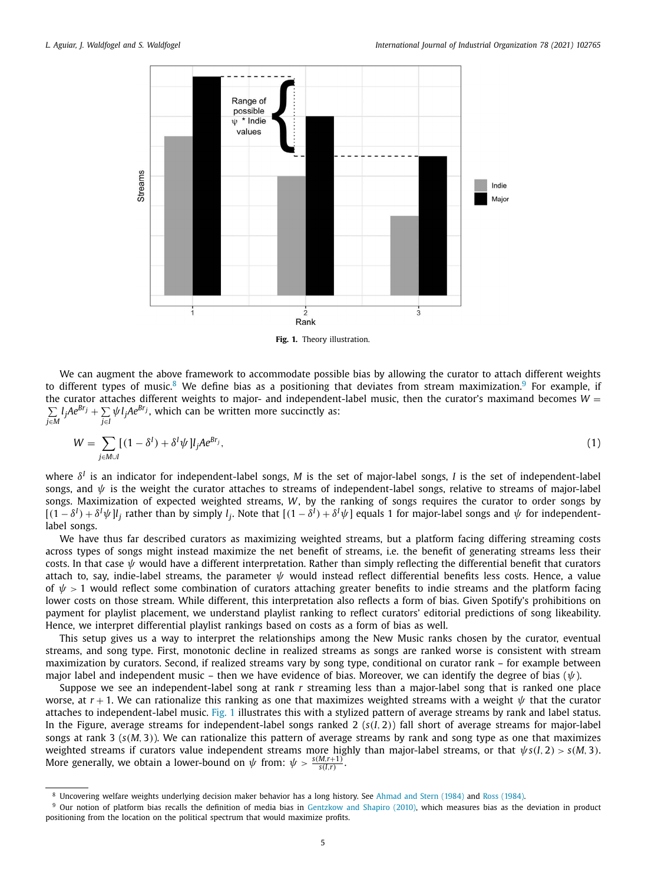Fig. 1. Theory illustration.

We can augment the above framework to accommodate possible bias by allowing the curator to attach different weights to different types of music.[8] We define bias as a positioning that deviates from stream maximization.[9] For example, if the curator attaches different weights to major- and independent-label music, then the curator's maximand becomes $W = \sum_{j\in M} l_j A e^{Br_j} + \sum_{j\in I} \psi l_j A e^{Br_j}$, which can be written more succinctly as:

$$W = \sum_{j\in M\cup I} [(1-\delta^I) + \delta^I \psi] l_j A e^{Br_j}, \tag{1}$$

where $\delta^I$ is an indicator for independent-label songs, $M$ is the set of major-label songs, $I$ is the set of independent-label songs, and $\psi$ is the weight the curator attaches to streams of independent-label songs, relative to streams of major-label songs. Maximization of expected weighted streams, $W$, by the ranking of songs requires the curator to order songs by $[(1-\delta^I) + \delta^I\psi]l_j$ rather than by simply $l_j$. Note that $[(1-\delta^I) + \delta^I\psi]$ equals 1 for major-label songs and $\psi$ for independent-label songs.

We have thus far described curators as maximizing weighted streams, but a platform facing differing streaming costs across types of songs might instead maximize the net benefit of streams, i.e. the benefit of generating streams less their costs. In that case $\psi$ would have a different interpretation. Rather than simply reflecting the differential benefit that curators attach to, say, indie-label streams, the parameter $\psi$ would instead reflect differential benefits less costs. Hence, a value of $\psi > 1$ would reflect some combination of curators attaching greater benefits to indie streams and the platform facing lower costs on those stream. While different, this interpretation also reflects a form of bias. Given Spotify's prohibitions on payment for playlist placement, we understand playlist ranking to reflect curators' editorial predictions of song likeability. Hence, we interpret differential playlist rankings based on costs as a form of bias as well.

This setup gives us a way to interpret the relationships among the New Music ranks chosen by the curator, eventual streams, and song type. First, monotonic decline in realized streams as songs are ranked worse is consistent with stream maximization by curators. Second, if realized streams vary by song type, conditional on curator rank – for example between major label and independent music – then we have evidence of bias. Moreover, we can identify the degree of bias ($\psi$).

Suppose we see an independent-label song at rank $r$ streaming less than a major-label song that is ranked one place worse, at $r+1$. We can rationalize this ranking as one that maximizes weighted streams with a weight $\psi$ that the curator attaches to independent-label music. Fig. 1 illustrates this with a stylized pattern of average streams by rank and label status. In the Figure, average streams for independent-label songs ranked 2 ($s(I, 2)$) fall short of average streams for major-label songs at rank 3 ($s(M, 3)$). We can rationalize this pattern of average streams by rank and song type as one that maximizes weighted streams if curators value independent streams more highly than major-label streams, or that $\psi s(I, 2) > s(M, 3)$. More generally, we obtain a lower-bound on $\psi$ from: $\psi > \frac{s(M,r+1)}{s(I,r)}$.

[8] Uncovering welfare weights underlying decision maker behavior has a long history. See Ahmad and Stern (1984) and Ross (1984).

[9] Our notion of platform bias recalls the definition of media bias in Gentzkow and Shapiro (2010), which measures bias as the deviation in product positioning from the location on the political spectrum that would maximize profits.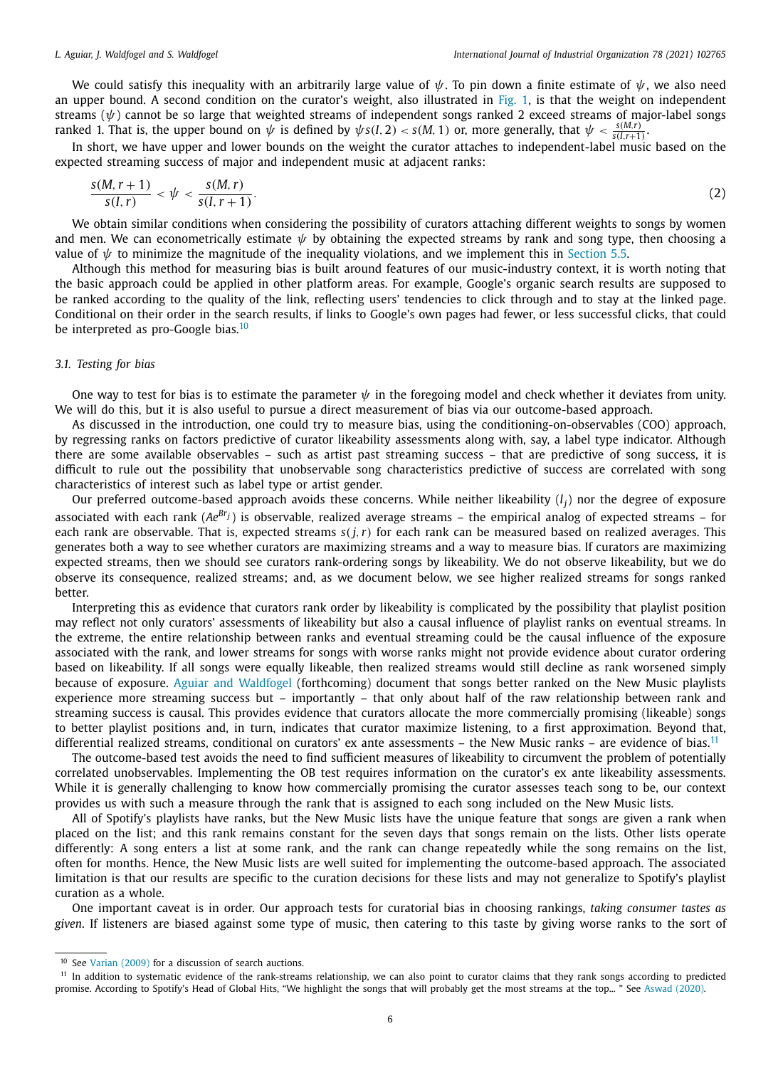We could satisfy this inequality with an arbitrarily large value of $\psi$. To pin down a finite estimate of $\psi$, we also need an upper bound. A second condition on the curator's weight, also illustrated in Fig. 1, is that the weight on independent streams ($\psi$) cannot be so large that weighted streams of independent songs ranked 2 exceed streams of major-label songs ranked 1. That is, the upper bound on $\psi$ is defined by $\psi s(I, 2) < s(M, 1)$ or, more generally, that $\psi < \frac{s(M,r)}{s(I,r+1)}$.

In short, we have upper and lower bounds on the weight the curator attaches to independent-label music based on the expected streaming success of major and independent music at adjacent ranks:

$$\frac{s(M, r+1)}{s(I, r)} < \psi < \frac{s(M, r)}{s(I, r+1)}. \tag{2}$$

We obtain similar conditions when considering the possibility of curators attaching different weights to songs by women and men. We can econometrically estimate $\psi$ by obtaining the expected streams by rank and song type, then choosing a value of $\psi$ to minimize the magnitude of the inequality violations, and we implement this in Section 5.5.

Although this method for measuring bias is built around features of our music-industry context, it is worth noting that the basic approach could be applied in other platform areas. For example, Google's organic search results are supposed to be ranked according to the quality of the link, reflecting users' tendencies to click through and to stay at the linked page. Conditional on their order in the search results, if links to Google's own pages had fewer, or less successful clicks, that could be interpreted as pro-Google bias.[10]

### 3.1. Testing for bias

One way to test for bias is to estimate the parameter $\psi$ in the foregoing model and check whether it deviates from unity. We will do this, but it is also useful to pursue a direct measurement of bias via our outcome-based approach.

As discussed in the introduction, one could try to measure bias, using the conditioning-on-observables (COO) approach, by regressing ranks on factors predictive of curator likeability assessments along with, say, a label type indicator. Although there are some available observables – such as artist past streaming success – that are predictive of song success, it is difficult to rule out the possibility that unobservable song characteristics predictive of success are correlated with song characteristics of interest such as label type or artist gender.

Our preferred outcome-based approach avoids these concerns. While neither likeability ($l_j$) nor the degree of exposure associated with each rank ($Ae^{Br_j}$) is observable, realized average streams – the empirical analog of expected streams – for each rank are observable. That is, expected streams $s(j, r)$ for each rank can be measured based on realized averages. This generates both a way to see whether curators are maximizing streams and a way to measure bias. If curators are maximizing expected streams, then we should see curators rank-ordering songs by likeability. We do not observe likeability, but we do observe its consequence, realized streams; and, as we document below, we see higher realized streams for songs ranked better.

Interpreting this as evidence that curators rank order by likeability is complicated by the possibility that playlist position may reflect not only curators' assessments of likeability but also a causal influence of playlist ranks on eventual streams. In the extreme, the entire relationship between ranks and eventual streaming could be the causal influence of the exposure associated with the rank, and lower streams for songs with worse ranks might not provide evidence about curator ordering based on likeability. If all songs were equally likeable, then realized streams would still decline as rank worsened simply because of exposure. Aguiar and Waldfogel (forthcoming) document that songs better ranked on the New Music playlists experience more streaming success but – importantly – that only about half of the raw relationship between rank and streaming success is causal. This provides evidence that curators allocate the more commercially promising (likeable) songs to better playlist positions and, in turn, indicates that curator maximize listening, to a first approximation. Beyond that, differential realized streams, conditional on curators' ex ante assessments – the New Music ranks – are evidence of bias.[11]

The outcome-based test avoids the need to find sufficient measures of likeability to circumvent the problem of potentially correlated unobservables. Implementing the OB test requires information on the curator's ex ante likeability assessments. While it is generally challenging to know how commercially promising the curator assesses teach song to be, our context provides us with such a measure through the rank that is assigned to each song included on the New Music lists.

All of Spotify's playlists have ranks, but the New Music lists have the unique feature that songs are given a rank when placed on the list; and this rank remains constant for the seven days that songs remain on the lists. Other lists operate differently: A song enters a list at some rank, and the rank can change repeatedly while the song remains on the list, often for months. Hence, the New Music lists are well suited for implementing the outcome-based approach. The associated limitation is that our results are specific to the curation decisions for these lists and may not generalize to Spotify's playlist curation as a whole.

One important caveat is in order. Our approach tests for curatorial bias in choosing rankings, *taking consumer tastes as given*. If listeners are biased against some type of music, then catering to this taste by giving worse ranks to the sort of

[10] See Varian (2009) for a discussion of search auctions.

[11] In addition to systematic evidence of the rank-streams relationship, we can also point to curator claims that they rank songs according to predicted promise. According to Spotify's Head of Global Hits, "We highlight the songs that will probably get the most streams at the top... " See Aswad (2020).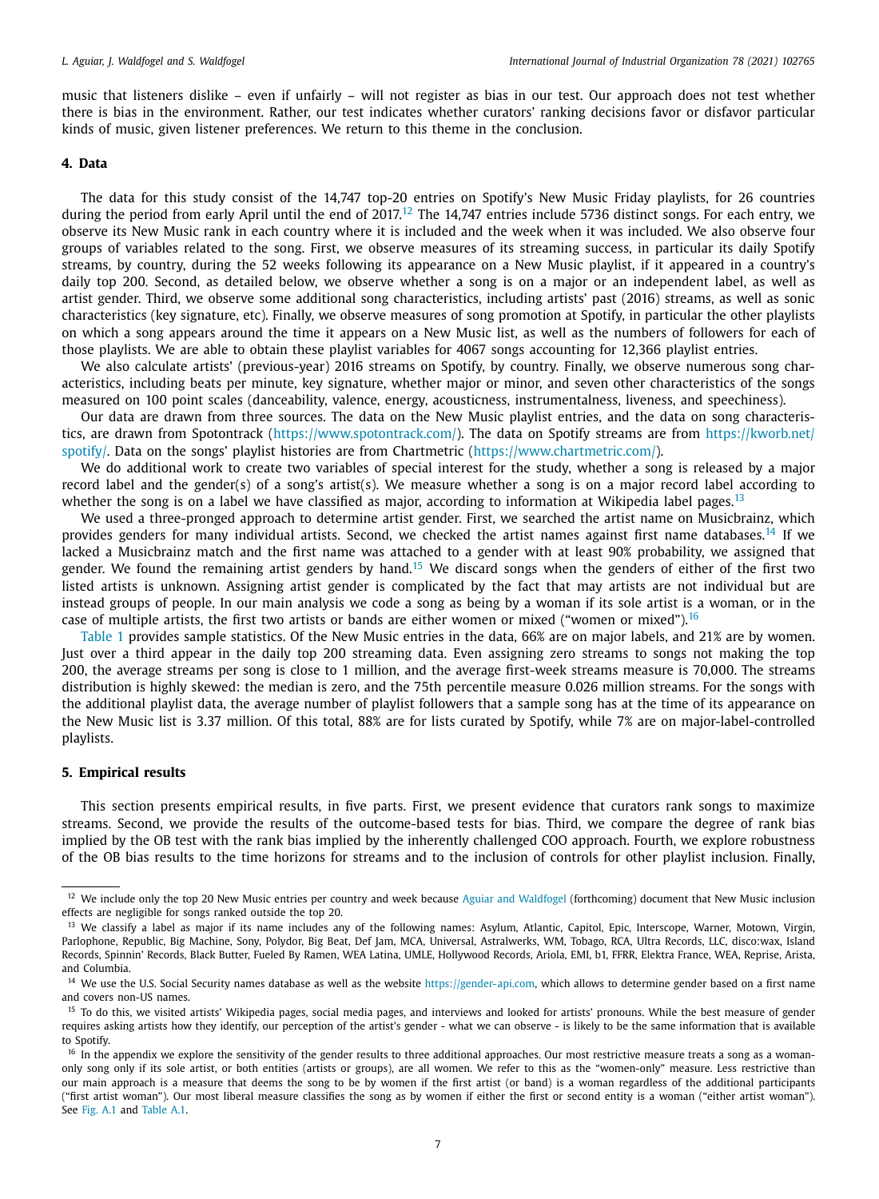music that listeners dislike – even if unfairly – will not register as bias in our test. Our approach does not test whether there is bias in the environment. Rather, our test indicates whether curators' ranking decisions favor or disfavor particular kinds of music, given listener preferences. We return to this theme in the conclusion.

## 4. Data

The data for this study consist of the 14,747 top-20 entries on Spotify's New Music Friday playlists, for 26 countries during the period from early April until the end of 2017.[12] The 14,747 entries include 5736 distinct songs. For each entry, we observe its New Music rank in each country where it is included and the week when it was included. We also observe four groups of variables related to the song. First, we observe measures of its streaming success, in particular its daily Spotify streams, by country, during the 52 weeks following its appearance on a New Music playlist, if it appeared in a country's daily top 200. Second, as detailed below, we observe whether a song is on a major or an independent label, as well as artist gender. Third, we observe some additional song characteristics, including artists' past (2016) streams, as well as sonic characteristics (key signature, etc). Finally, we observe measures of song promotion at Spotify, in particular the other playlists on which a song appears around the time it appears on a New Music list, as well as the numbers of followers for each of those playlists. We are able to obtain these playlist variables for 4067 songs accounting for 12,366 playlist entries.

We also calculate artists' (previous-year) 2016 streams on Spotify, by country. Finally, we observe numerous song characteristics, including beats per minute, key signature, whether major or minor, and seven other characteristics of the songs measured on 100 point scales (danceability, valence, energy, acousticness, instrumentalness, liveness, and speechiness).

Our data are drawn from three sources. The data on the New Music playlist entries, and the data on song characteristics, are drawn from Spotontrack (https://www.spotontrack.com/). The data on Spotify streams are from https://kworb.net/spotify/. Data on the songs' playlist histories are from Chartmetric (https://www.chartmetric.com/).

We do additional work to create two variables of special interest for the study, whether a song is released by a major record label and the gender(s) of a song's artist(s). We measure whether a song is on a major record label according to whether the song is on a label we have classified as major, according to information at Wikipedia label pages.[13]

We used a three-pronged approach to determine artist gender. First, we searched the artist name on Musicbrainz, which provides genders for many individual artists. Second, we checked the artist names against first name databases.[14] If we lacked a Musicbrainz match and the first name was attached to a gender with at least 90% probability, we assigned that gender. We found the remaining artist genders by hand.[15] We discard songs when the genders of either of the first two listed artists is unknown. Assigning artist gender is complicated by the fact that many artists are not individual but are instead groups of people. In our main analysis we code a song as being by a woman if its sole artist is a woman, or in the case of multiple artists, the first two artists or bands are either women or mixed ("women or mixed").[16]

Table 1 provides sample statistics. Of the New Music entries in the data, 66% are on major labels, and 21% are by women. Just over a third appear in the daily top 200 streaming data. Even assigning zero streams to songs not making the top 200, the average streams per song is close to 1 million, and the average first-week streams measure is 70,000. The streams distribution is highly skewed: the median is zero, and the 75th percentile measure 0.026 million streams. For the songs with the additional playlist data, the average number of playlist followers that a sample song has at the time of its appearance on the New Music list is 3.37 million. Of this total, 88% are for lists curated by Spotify, while 7% are on major-label-controlled playlists.

## 5. Empirical results

This section presents empirical results, in five parts. First, we present evidence that curators rank songs to maximize streams. Second, we provide the results of the outcome-based tests for bias. Third, we compare the degree of rank bias implied by the OB test with the rank bias implied by the inherently challenged COO approach. Fourth, we explore robustness of the OB bias results to the time horizons for streams and to the inclusion of controls for other playlist inclusion. Finally,

---

[12] We include only the top 20 New Music entries per country and week because Aguiar and Waldfogel (forthcoming) document that New Music inclusion effects are negligible for songs ranked outside the top 20.

[13] We classify a label as major if its name includes any of the following names: Asylum, Atlantic, Capitol, Epic, Interscope, Warner, Motown, Virgin, Parlophone, Republic, Big Machine, Sony, Polydor, Big Beat, Def Jam, MCA, Universal, Astralwerks, WM, Tobago, RCA, Ultra Records, LLC, disco:wax, Island Records, Spinnin' Records, Black Butter, Fueled By Ramen, WEA Latina, UMLE, Hollywood Records, Ariola, EMI, b1, FFRR, Elektra France, WEA, Reprise, Arista, and Columbia.

[14] We use the U.S. Social Security names database as well as the website https://gender-api.com, which allows to determine gender based on a first name and covers non-US names.

[15] To do this, we visited artists' Wikipedia pages, social media pages, and interviews and looked for artists' pronouns. While the best measure of gender requires asking artists how they identify, our perception of the artist's gender - what we can observe - is likely to be the same information that is available to Spotify.

[16] In the appendix we explore the sensitivity of the gender results to three additional approaches. Our most restrictive measure treats a song as a woman-only song only if its sole artist, or both entities (artists or groups), are all women. We refer to this as the "women-only" measure. Less restrictive than our main approach is a measure that deems the song to be by women if the first artist (or band) is a woman regardless of the additional participants ("first artist woman"). Our most liberal measure classifies the song as by women if either the first or second entity is a woman ("either artist woman"). See Fig. A.1 and Table A.1.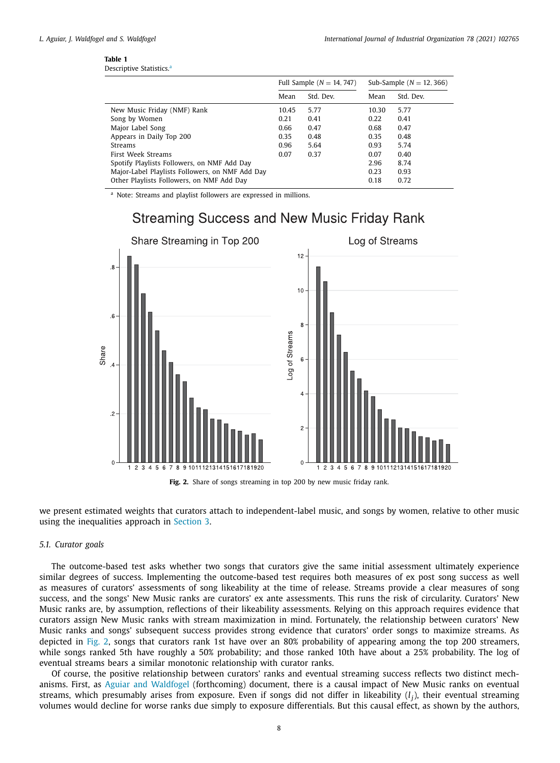**Table 1**
Descriptive Statistics.[a]

| | Full Sample ($N = 14,747$) | | Sub-Sample ($N = 12,366$) | |
|---|---|---|---|---|
| | Mean | Std. Dev. | Mean | Std. Dev. |
| New Music Friday (NMF) Rank | 10.45 | 5.77 | 10.30 | 5.77 |
| Song by Women | 0.21 | 0.41 | 0.22 | 0.41 |
| Major Label Song | 0.66 | 0.47 | 0.68 | 0.47 |
| Appears in Daily Top 200 | 0.35 | 0.48 | 0.35 | 0.48 |
| Streams | 0.96 | 5.64 | 0.93 | 5.74 |
| First Week Streams | 0.07 | 0.37 | 0.07 | 0.40 |
| Spotify Playlists Followers, on NMF Add Day | | | 2.96 | 8.74 |
| Major-Label Playlists Followers, on NMF Add Day | | | 0.23 | 0.93 |
| Other Playlists Followers, on NMF Add Day | | | 0.18 | 0.72 |

[a] Note: Streams and playlist followers are expressed in millions.

**Fig. 2.** Share of songs streaming in top 200 by new music friday rank.

we present estimated weights that curators attach to independent-label music, and songs by women, relative to other music using the inequalities approach in Section 3.

### 5.1. Curator goals

The outcome-based test asks whether two songs that curators give the same initial assessment ultimately experience similar degrees of success. Implementing the outcome-based test requires both measures of ex post song success as well as measures of curators' assessments of song likeability at the time of release. Streams provide a clear measures of song success, and the songs' New Music ranks are curators' ex ante assessments. This runs the risk of circularity. Curators' New Music ranks are, by assumption, reflections of their likeability assessments. Relying on this approach requires evidence that curators assign New Music ranks with stream maximization in mind. Fortunately, the relationship between curators' New Music ranks and songs' subsequent success provides strong evidence that curators' order songs to maximize streams. As depicted in Fig. 2, songs that curators rank 1st have over an 80% probability of appearing among the top 200 streamers, while songs ranked 5th have roughly a 50% probability; and those ranked 10th have about a 25% probability. The log of eventual streams bears a similar monotonic relationship with curator ranks.

Of course, the positive relationship between curators' ranks and eventual streaming success reflects two distinct mechanisms. First, as Aguiar and Waldfogel (forthcoming) document, there is a causal impact of New Music ranks on eventual streams, which presumably arises from exposure. Even if songs did not differ in likeability ($l_j$), their eventual streaming volumes would decline for worse ranks due simply to exposure differentials. But this causal effect, as shown by the authors,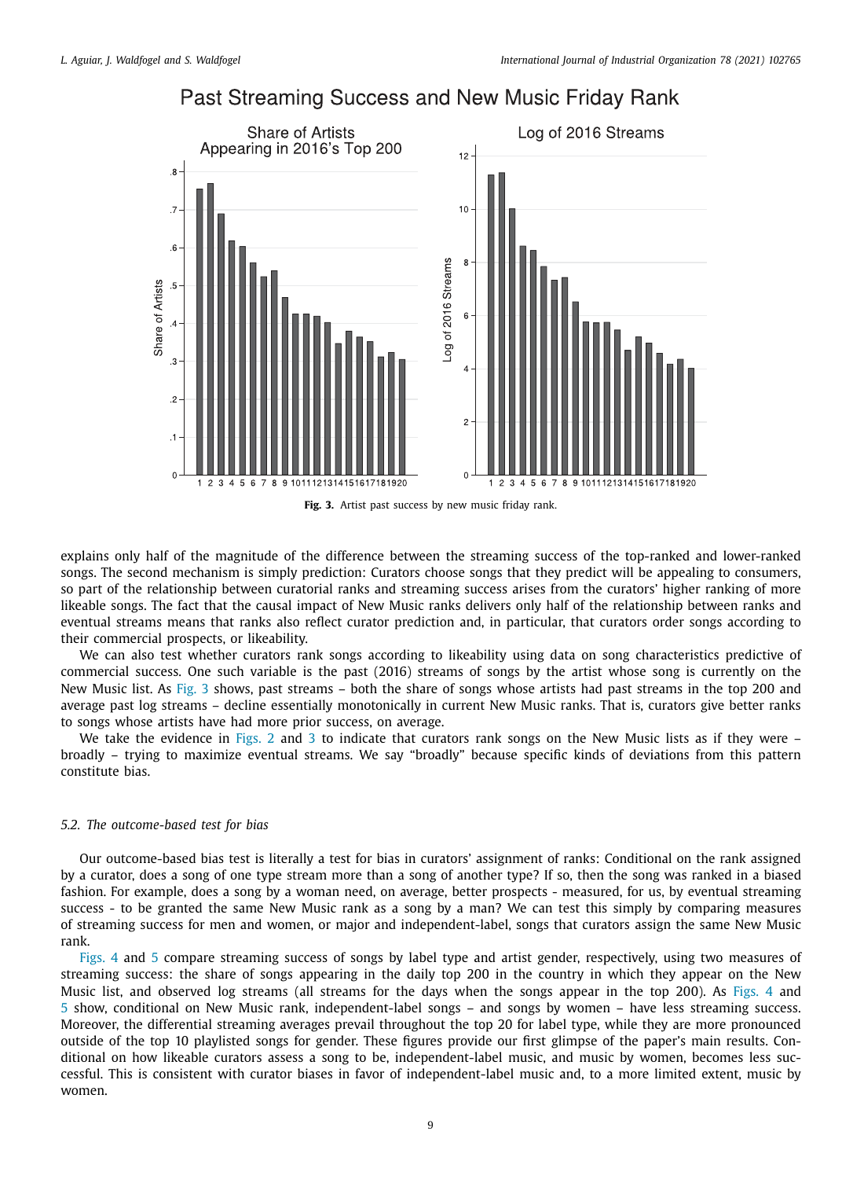Fig. 3. Artist past success by new music friday rank.

explains only half of the magnitude of the difference between the streaming success of the top-ranked and lower-ranked songs. The second mechanism is simply prediction: Curators choose songs that they predict will be appealing to consumers, so part of the relationship between curatorial ranks and streaming success arises from the curators' higher ranking of more likeable songs. The fact that the causal impact of New Music ranks delivers only half of the relationship between ranks and eventual streams means that ranks also reflect curator prediction and, in particular, that curators order songs according to their commercial prospects, or likeability.

We can also test whether curators rank songs according to likeability using data on song characteristics predictive of commercial success. One such variable is the past (2016) streams of songs by the artist whose song is currently on the New Music list. As Fig. 3 shows, past streams – both the share of songs whose artists had past streams in the top 200 and average past log streams – decline essentially monotonically in current New Music ranks. That is, curators give better ranks to songs whose artists have had more prior success, on average.

We take the evidence in Figs. 2 and 3 to indicate that curators rank songs on the New Music lists as if they were – broadly – trying to maximize eventual streams. We say "broadly" because specific kinds of deviations from this pattern constitute bias.

### 5.2. The outcome-based test for bias

Our outcome-based bias test is literally a test for bias in curators' assignment of ranks: Conditional on the rank assigned by a curator, does a song of one type stream more than a song of another type? If so, then the song was ranked in a biased fashion. For example, does a song by a woman need, on average, better prospects - measured, for us, by eventual streaming success - to be granted the same New Music rank as a song by a man? We can test this simply by comparing measures of streaming success for men and women, or major and independent-label, songs that curators assign the same New Music rank.

Figs. 4 and 5 compare streaming success of songs by label type and artist gender, respectively, using two measures of streaming success: the share of songs appearing in the daily top 200 in the country in which they appear on the New Music list, and observed log streams (all streams for the days when the songs appear in the top 200). As Figs. 4 and 5 show, conditional on New Music rank, independent-label songs – and songs by women – have less streaming success. Moreover, the differential streaming averages prevail throughout the top 20 for label type, while they are more pronounced outside of the top 10 playlisted songs for gender. These figures provide our first glimpse of the paper's main results. Conditional on how likeable curators assess a song to be, independent-label music, and music by women, becomes less successful. This is consistent with curator biases in favor of independent-label music and, to a more limited extent, music by women.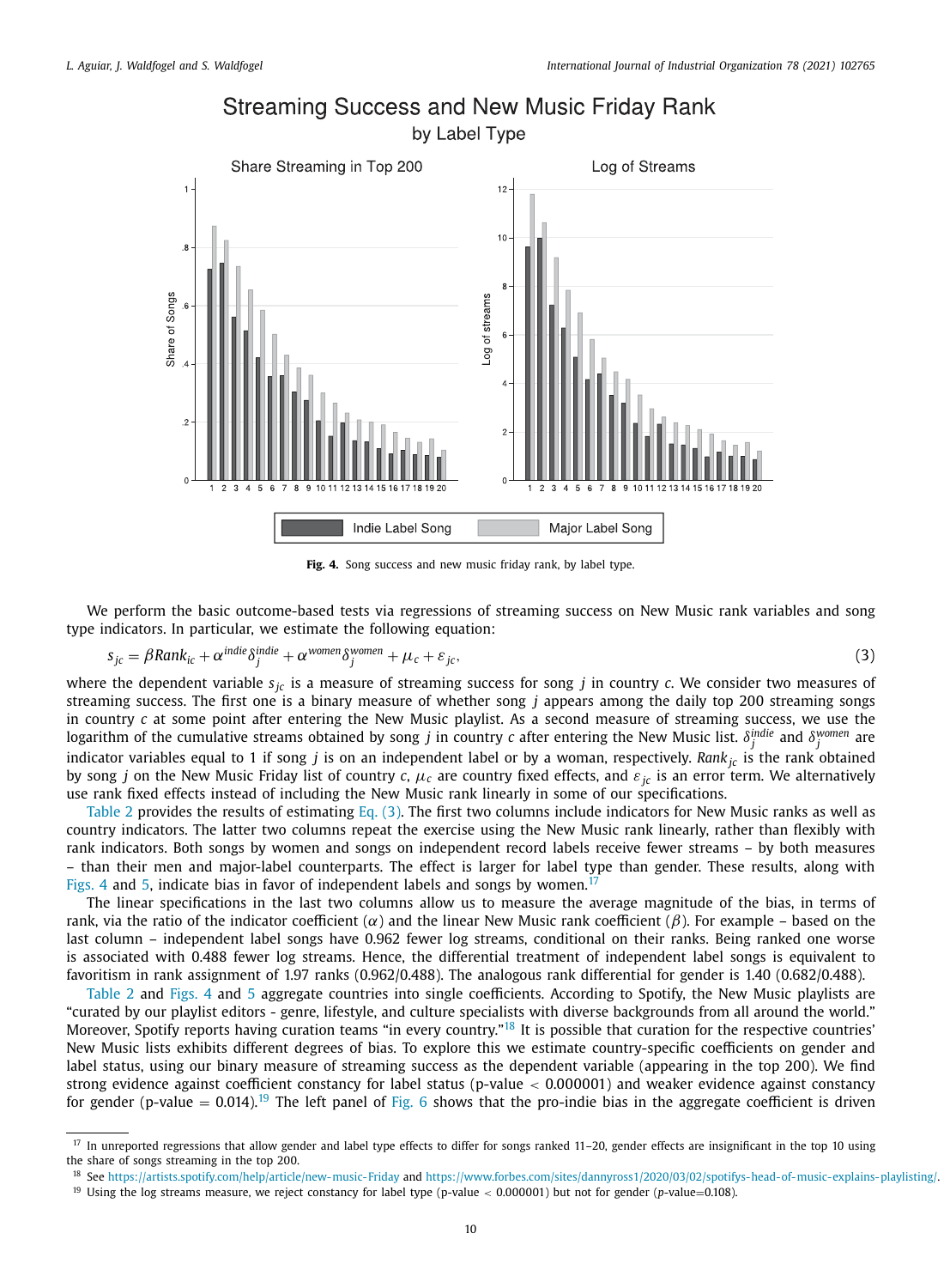Fig. 4. Song success and new music friday rank, by label type.

We perform the basic outcome-based tests via regressions of streaming success on New Music rank variables and song type indicators. In particular, we estimate the following equation:

$$s_{jc} = \beta Rank_{ic} + \alpha^{indie}\delta_j^{indie} + \alpha^{women}\delta_j^{women} + \mu_c + \varepsilon_{jc}, \quad (3)$$

where the dependent variable $s_{jc}$ is a measure of streaming success for song $j$ in country $c$. We consider two measures of streaming success. The first one is a binary measure of whether song $j$ appears among the daily top 200 streaming songs in country $c$ at some point after entering the New Music playlist. As a second measure of streaming success, we use the logarithm of the cumulative streams obtained by song $j$ in country $c$ after entering the New Music list. $\delta_j^{indie}$ and $\delta_j^{women}$ are indicator variables equal to 1 if song $j$ is on an independent label or by a woman, respectively. $Rank_{jc}$ is the rank obtained by song $j$ on the New Music Friday list of country $c$, $\mu_c$ are country fixed effects, and $\varepsilon_{jc}$ is an error term. We alternatively use rank fixed effects instead of including the New Music rank linearly in some of our specifications.

Table 2 provides the results of estimating Eq. (3). The first two columns include indicators for New Music ranks as well as country indicators. The latter two columns repeat the exercise using the New Music rank linearly, rather than flexibly with rank indicators. Both songs by women and songs on independent record labels receive fewer streams – by both measures – than their men and major-label counterparts. The effect is larger for label type than gender. These results, along with Figs. 4 and 5, indicate bias in favor of independent labels and songs by women.[17]

The linear specifications in the last two columns allow us to measure the average magnitude of the bias, in terms of rank, via the ratio of the indicator coefficient ($\alpha$) and the linear New Music rank coefficient ($\beta$). For example – based on the last column – independent label songs have 0.962 fewer log streams, conditional on their ranks. Being ranked one worse is associated with 0.488 fewer log streams. Hence, the differential treatment of independent label songs is equivalent to favoritism in rank assignment of 1.97 ranks (0.962/0.488). The analogous rank differential for gender is 1.40 (0.682/0.488).

Table 2 and Figs. 4 and 5 aggregate countries into single coefficients. According to Spotify, the New Music playlists are "curated by our playlist editors - genre, lifestyle, and culture specialists with diverse backgrounds from all around the world." Moreover, Spotify reports having curation teams "in every country."[18] It is possible that curation for the respective countries' New Music lists exhibits different degrees of bias. To explore this we estimate country-specific coefficients on gender and label status, using our binary measure of streaming success as the dependent variable (appearing in the top 200). We find strong evidence against coefficient constancy for label status (p-value $< 0.000001$) and weaker evidence against constancy for gender (p-value $= 0.014$).[19] The left panel of Fig. 6 shows that the pro-indie bias in the aggregate coefficient is driven

[17] In unreported regressions that allow gender and label type effects to differ for songs ranked 11–20, gender effects are insignificant in the top 10 using the share of songs streaming in the top 200.

[18] See https://artists.spotify.com/help/article/new-music-Friday and https://www.forbes.com/sites/dannyross1/2020/03/02/spotifys-head-of-music-explains-playlisting/.

[19] Using the log streams measure, we reject constancy for label type (p-value $< 0.000001$) but not for gender ($p$-value=0.108).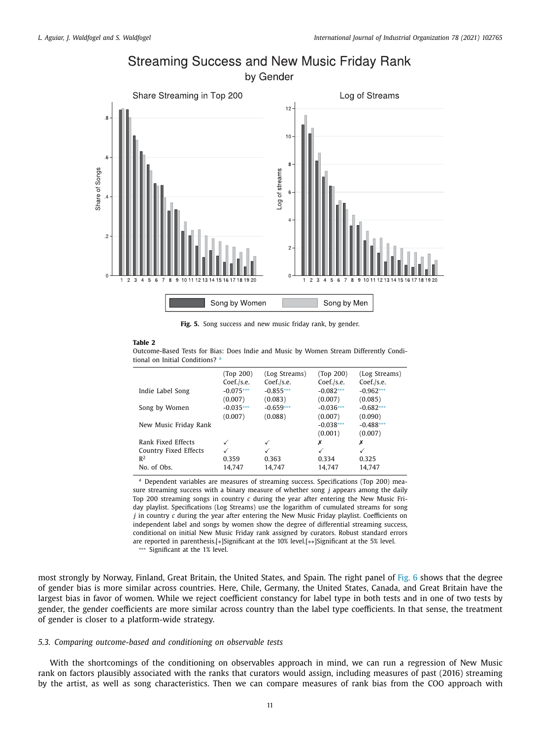**Fig. 5.** Song success and new music friday rank, by gender.

**Table 2**
Outcome-Based Tests for Bias: Does Indie and Music by Women Stream Differently Conditional on Initial Conditions? [a]

| | (Top 200) Coef./s.e. | (Log Streams) Coef./s.e. | (Top 200) Coef./s.e. | (Log Streams) Coef./s.e. |
|---|---|---|---|---|
| Indie Label Song | -0.075*** | -0.855*** | -0.082*** | -0.962*** |
| | (0.007) | (0.083) | (0.007) | (0.085) |
| Song by Women | -0.035*** | -0.659*** | -0.036*** | -0.682*** |
| | (0.007) | (0.088) | (0.007) | (0.090) |
| New Music Friday Rank | | | -0.038*** | -0.488*** |
| | | | (0.001) | (0.007) |
| Rank Fixed Effects | ✓ | ✓ | ✗ | ✗ |
| Country Fixed Effects | ✓ | ✓ | ✓ | ✓ |
| $R^2$ | 0.359 | 0.363 | 0.334 | 0.325 |
| No. of Obs. | 14,747 | 14,747 | 14,747 | 14,747 |

[a] Dependent variables are measures of streaming success. Specifications (Top 200) measure streaming success with a binary measure of whether song *j* appears among the daily Top 200 streaming songs in country *c* during the year after entering the New Music Friday playlist. Specifications (Log Streams) use the logarithm of cumulated streams for song *j* in country *c* during the year after entering the New Music Friday playlist. Coefficients on independent label and songs by women show the degree of differential streaming success, conditional on initial New Music Friday rank assigned by curators. Robust standard errors are reported in parenthesis.[*]Significant at the 10% level.[**]Significant at the 5% level.
*** Significant at the 1% level.

most strongly by Norway, Finland, Great Britain, the United States, and Spain. The right panel of Fig. 6 shows that the degree of gender bias is more similar across countries. Here, Chile, Germany, the United States, Canada, and Great Britain have the largest bias in favor of women. While we reject coefficient constancy for label type in both tests and in one of two tests by gender, the gender coefficients are more similar across country than the label type coefficients. In that sense, the treatment of gender is closer to a platform-wide strategy.

### 5.3. Comparing outcome-based and conditioning on observable tests

With the shortcomings of the conditioning on observables approach in mind, we can run a regression of New Music rank on factors plausibly associated with the ranks that curators would assign, including measures of past (2016) streaming by the artist, as well as song characteristics. Then we can compare measures of rank bias from the COO approach with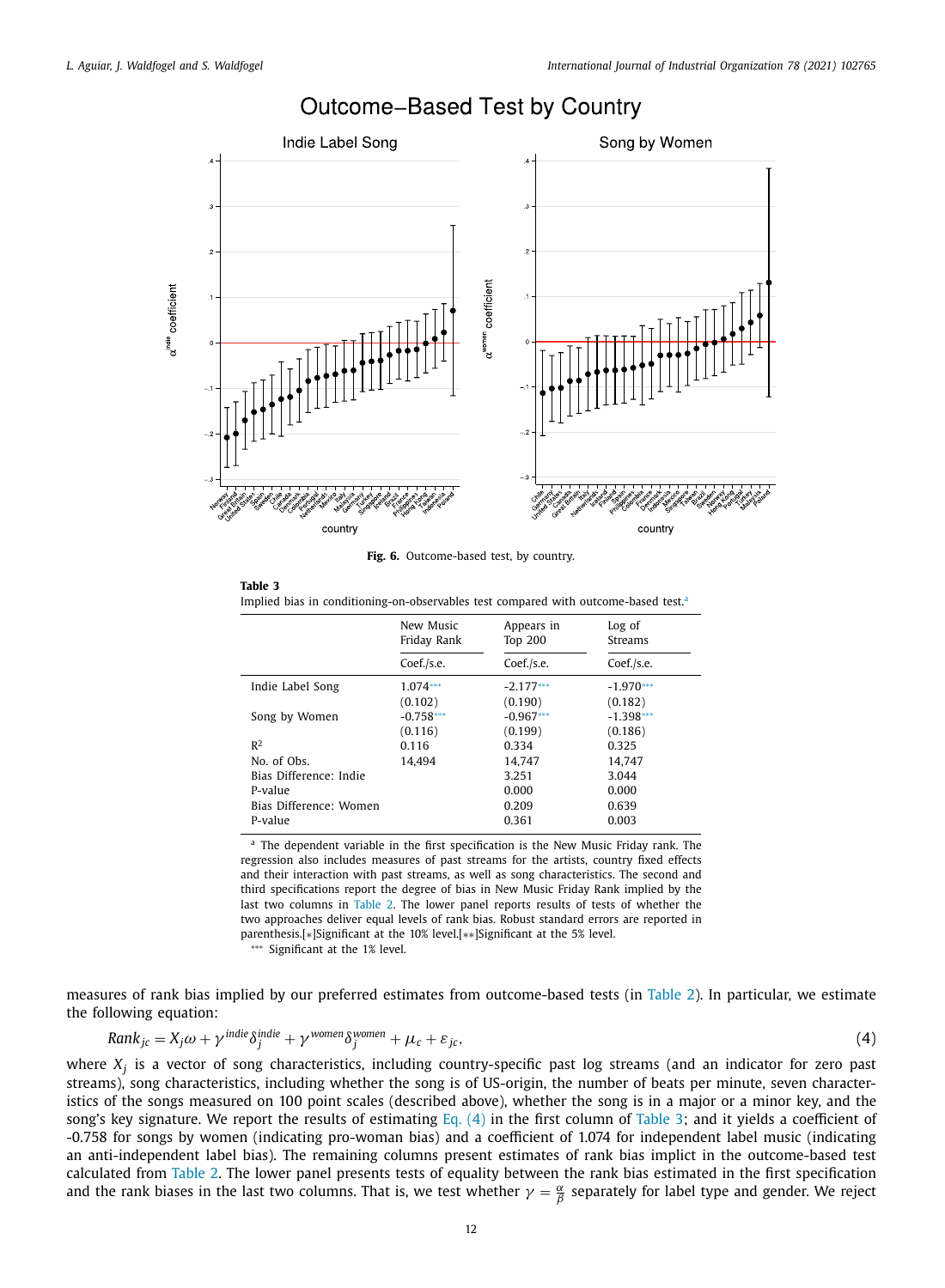Fig. 6. Outcome-based test, by country.

**Table 3**
Implied bias in conditioning-on-observables test compared with outcome-based test.[a]

| | New Music Friday Rank | Appears in Top 200 | Log of Streams |
|---|---|---|---|
| | Coef./s.e. | Coef./s.e. | Coef./s.e. |
| Indie Label Song | 1.074*** | -2.177*** | -1.970*** |
| | (0.102) | (0.190) | (0.182) |
| Song by Women | -0.758*** | -0.967*** | -1.398*** |
| | (0.116) | (0.199) | (0.186) |
| $R^2$ | 0.116 | 0.334 | 0.325 |
| No. of Obs. | 14,494 | 14,747 | 14,747 |
| Bias Difference: Indie | | 3.251 | 3.044 |
| P-value | | 0.000 | 0.000 |
| Bias Difference: Women | | 0.209 | 0.639 |
| P-value | | 0.361 | 0.003 |

[a] The dependent variable in the first specification is the New Music Friday rank. The regression also includes measures of past streams for the artists, country fixed effects and their interaction with past streams, as well as song characteristics. The second and third specifications report the degree of bias in New Music Friday Rank implied by the last two columns in Table 2. The lower panel reports results of tests of whether the two approaches deliver equal levels of rank bias. Robust standard errors are reported in parenthesis.[*]Significant at the 10% level.[**]Significant at the 5% level.
*** Significant at the 1% level.

measures of rank bias implied by our preferred estimates from outcome-based tests (in Table 2). In particular, we estimate the following equation:

$$Rank_{jc} = X_j\omega + \gamma^{indie}\delta_j^{indie} + \gamma^{women}\delta_j^{women} + \mu_c + \varepsilon_{jc}, \tag{4}$$

where $X_j$ is a vector of song characteristics, including country-specific past log streams (and an indicator for zero past streams), song characteristics, including whether the song is of US-origin, the number of beats per minute, seven characteristics of the songs measured on 100 point scales (described above), whether the song is in a major or a minor key, and the song's key signature. We report the results of estimating Eq. (4) in the first column of Table 3; and it yields a coefficient of -0.758 for songs by women (indicating pro-woman bias) and a coefficient of 1.074 for independent label music (indicating an anti-independent label bias). The remaining columns present estimates of rank bias implict in the outcome-based test calculated from Table 2. The lower panel presents tests of equality between the rank bias estimated in the first specification and the rank biases in the last two columns. That is, we test whether $\gamma = \frac{\alpha}{\beta}$ separately for label type and gender. We reject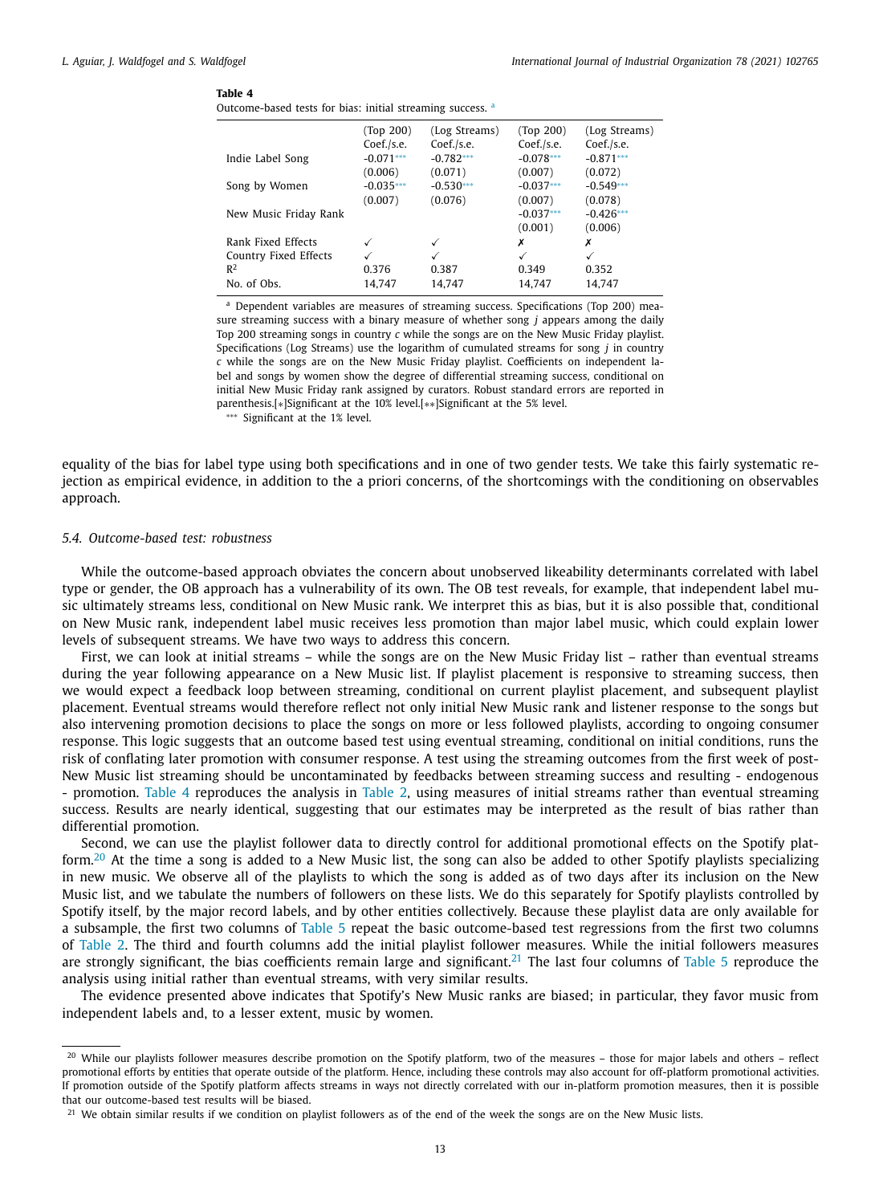**Table 4**
Outcome-based tests for bias: initial streaming success. [a]

| | (Top 200) Coef./s.e. | (Log Streams) Coef./s.e. | (Top 200) Coef./s.e. | (Log Streams) Coef./s.e. |
|---|---|---|---|---|
| Indie Label Song | -0.071*** | -0.782*** | -0.078*** | -0.871*** |
| | (0.006) | (0.071) | (0.007) | (0.072) |
| Song by Women | -0.035*** | -0.530*** | -0.037*** | -0.549*** |
| | (0.007) | (0.076) | (0.007) | (0.078) |
| New Music Friday Rank | | | -0.037*** | -0.426*** |
| | | | (0.001) | (0.006) |
| Rank Fixed Effects | ✓ | ✓ | ✗ | ✗ |
| Country Fixed Effects | ✓ | ✓ | ✓ | ✓ |
| $R^2$ | 0.376 | 0.387 | 0.349 | 0.352 |
| No. of Obs. | 14,747 | 14,747 | 14,747 | 14,747 |

[a] Dependent variables are measures of streaming success. Specifications (Top 200) measure streaming success with a binary measure of whether song $j$ appears among the daily Top 200 streaming songs in country $c$ while the songs are on the New Music Friday playlist. Specifications (Log Streams) use the logarithm of cumulated streams for song $j$ in country $c$ while the songs are on the New Music Friday playlist. Coefficients on independent label and songs by women show the degree of differential streaming success, conditional on initial New Music Friday rank assigned by curators. Robust standard errors are reported in parenthesis.[*]Significant at the 10% level.[**]Significant at the 5% level.

*** Significant at the 1% level.

equality of the bias for label type using both specifications and in one of two gender tests. We take this fairly systematic rejection as empirical evidence, in addition to the a priori concerns, of the shortcomings with the conditioning on observables approach.

### 5.4. Outcome-based test: robustness

While the outcome-based approach obviates the concern about unobserved likeability determinants correlated with label type or gender, the OB approach has a vulnerability of its own. The OB test reveals, for example, that independent label music ultimately streams less, conditional on New Music rank. We interpret this as bias, but it is also possible that, conditional on New Music rank, independent label music receives less promotion than major label music, which could explain lower levels of subsequent streams. We have two ways to address this concern.

First, we can look at initial streams – while the songs are on the New Music Friday list – rather than eventual streams during the year following appearance on a New Music list. If playlist placement is responsive to streaming success, then we would expect a feedback loop between streaming, conditional on current playlist placement, and subsequent playlist placement. Eventual streams would therefore reflect not only initial New Music rank and listener response to the songs but also intervening promotion decisions to place the songs on more or less followed playlists, according to ongoing consumer response. This logic suggests that an outcome based test using eventual streaming, conditional on initial conditions, runs the risk of conflating later promotion with consumer response. A test using the streaming outcomes from the first week of post-New Music list streaming should be uncontaminated by feedbacks between streaming success and resulting - endogenous - promotion. Table 4 reproduces the analysis in Table 2, using measures of initial streams rather than eventual streaming success. Results are nearly identical, suggesting that our estimates may be interpreted as the result of bias rather than differential promotion.

Second, we can use the playlist follower data to directly control for additional promotional effects on the Spotify platform.[20] At the time a song is added to a New Music list, the song can also be added to other Spotify playlists specializing in new music. We observe all of the playlists to which the song is added as of two days after its inclusion on the New Music list, and we tabulate the numbers of followers on these lists. We do this separately for Spotify playlists controlled by Spotify itself, by the major record labels, and by other entities collectively. Because these playlist data are only available for a subsample, the first two columns of Table 5 repeat the basic outcome-based test regressions from the first two columns of Table 2. The third and fourth columns add the initial playlist follower measures. While the initial followers measures are strongly significant, the bias coefficients remain large and significant.[21] The last four columns of Table 5 reproduce the analysis using initial rather than eventual streams, with very similar results.

The evidence presented above indicates that Spotify's New Music ranks are biased; in particular, they favor music from independent labels and, to a lesser extent, music by women.

---

[20] While our playlists follower measures describe promotion on the Spotify platform, two of the measures – those for major labels and others – reflect promotional efforts by entities that operate outside of the platform. Hence, including these controls may also account for off-platform promotional activities. If promotion outside of the Spotify platform affects streams in ways not directly correlated with our in-platform promotion measures, then it is possible that our outcome-based test results will be biased.

[21] We obtain similar results if we condition on playlist followers as of the end of the week the songs are on the New Music lists.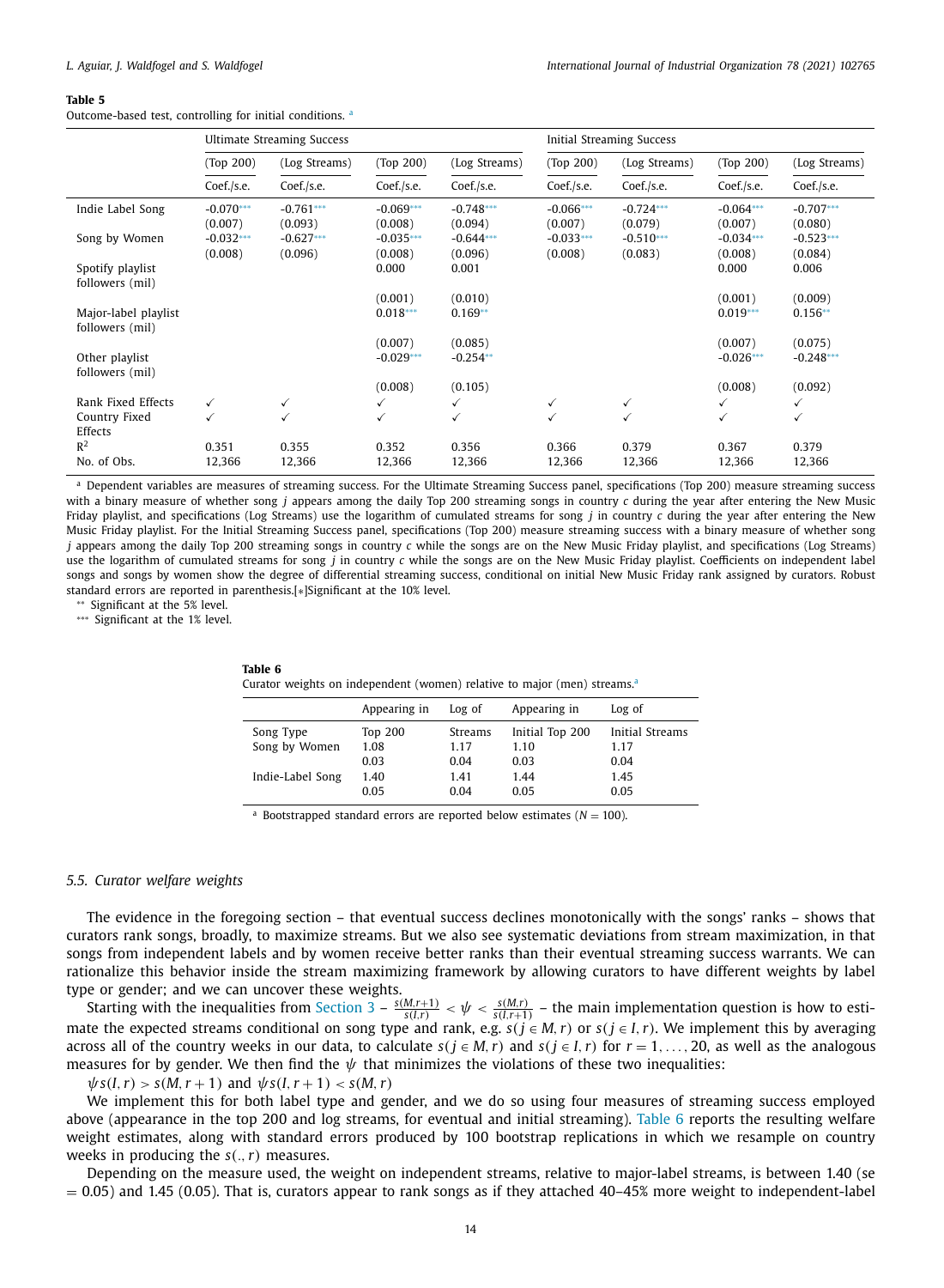**Table 5**
Outcome-based test, controlling for initial conditions. [a]

| | Ultimate Streaming Success | | | | Initial Streaming Success | | | |
|---|---|---|---|---|---|---|---|---|
| | (Top 200) | (Log Streams) | (Top 200) | (Log Streams) | (Top 200) | (Log Streams) | (Top 200) | (Log Streams) |
| | Coef./s.e. | Coef./s.e. | Coef./s.e. | Coef./s.e. | Coef./s.e. | Coef./s.e. | Coef./s.e. | Coef./s.e. |
| Indie Label Song | -0.070*** | -0.761*** | -0.069*** | -0.748*** | -0.066*** | -0.724*** | -0.064*** | -0.707*** |
| | (0.007) | (0.093) | (0.008) | (0.094) | (0.007) | (0.079) | (0.007) | (0.080) |
| Song by Women | -0.032*** | -0.627*** | -0.035*** | -0.644*** | -0.033*** | -0.510*** | -0.034*** | -0.523*** |
| | (0.008) | (0.096) | (0.008) | (0.096) | (0.008) | (0.083) | (0.008) | (0.084) |
| Spotify playlist followers (mil) | | | 0.000 | 0.001 | | | 0.000 | 0.006 |
| | | | (0.001) | (0.010) | | | (0.001) | (0.009) |
| Major-label playlist followers (mil) | | | 0.018*** | 0.169** | | | 0.019*** | 0.156** |
| | | | (0.007) | (0.085) | | | (0.007) | (0.075) |
| Other playlist followers (mil) | | | -0.029*** | -0.254** | | | -0.026*** | -0.248*** |
| | | | (0.008) | (0.105) | | | (0.008) | (0.092) |
| Rank Fixed Effects | ✓ | ✓ | ✓ | ✓ | ✓ | ✓ | ✓ | ✓ |
| Country Fixed Effects | ✓ | ✓ | ✓ | ✓ | ✓ | ✓ | ✓ | ✓ |
| $R^2$ | 0.351 | 0.355 | 0.352 | 0.356 | 0.366 | 0.379 | 0.367 | 0.379 |
| No. of Obs. | 12,366 | 12,366 | 12,366 | 12,366 | 12,366 | 12,366 | 12,366 | 12,366 |

[a] Dependent variables are measures of streaming success. For the Ultimate Streaming Success panel, specifications (Top 200) measure streaming success with a binary measure of whether song $j$ appears among the daily Top 200 streaming songs in country $c$ during the year after entering the New Music Friday playlist, and specifications (Log Streams) use the logarithm of cumulated streams for song $j$ in country $c$ during the year after entering the New Music Friday playlist. For the Initial Streaming Success panel, specifications (Top 200) measure streaming success with a binary measure of whether song $j$ appears among the daily Top 200 streaming songs in country $c$ while the songs are on the New Music Friday playlist, and specifications (Log Streams) use the logarithm of cumulated streams for song $j$ in country $c$ while the songs are on the New Music Friday playlist. Coefficients on independent label songs and songs by women show the degree of differential streaming success, conditional on initial New Music Friday rank assigned by curators. Robust standard errors are reported in parenthesis.[*]Significant at the 10% level.

** Significant at the 5% level.

*** Significant at the 1% level.

**Table 6**
Curator weights on independent (women) relative to major (men) streams.[a]

| Song Type | Appearing in Top 200 | Log of Streams | Appearing in Initial Top 200 | Log of Initial Streams |
|---|---|---|---|---|
| Song by Women | 1.08 | 1.17 | 1.10 | 1.17 |
| | 0.03 | 0.04 | 0.03 | 0.04 |
| Indie-Label Song | 1.40 | 1.41 | 1.44 | 1.45 |
| | 0.05 | 0.04 | 0.05 | 0.05 |

[a] Bootstrapped standard errors are reported below estimates ($N = 100$).

### 5.5. Curator welfare weights

The evidence in the foregoing section – that eventual success declines monotonically with the songs' ranks – shows that curators rank songs, broadly, to maximize streams. But we also see systematic deviations from stream maximization, in that songs from independent labels and by women receive better ranks than their eventual streaming success warrants. We can rationalize this behavior inside the stream maximizing framework by allowing curators to have different weights by label type or gender; and we can uncover these weights.

Starting with the inequalities from Section 3 – $\frac{s(M,r+1)}{s(I,r)} < \psi < \frac{s(M,r)}{s(I,r+1)}$ – the main implementation question is how to estimate the expected streams conditional on song type and rank, e.g. $s(j \in M, r)$ or $s(j \in I, r)$. We implement this by averaging across all of the country weeks in our data, to calculate $s(j \in M, r)$ and $s(j \in I, r)$ for $r = 1, \ldots, 20$, as well as the analogous measures for by gender. We then find the $\psi$ that minimizes the violations of these two inequalities:

$\psi s(I,r) > s(M,r+1)$ and $\psi s(I,r+1) < s(M,r)$

We implement this for both label type and gender, and we do so using four measures of streaming success employed above (appearance in the top 200 and log streams, for eventual and initial streaming). Table 6 reports the resulting welfare weight estimates, along with standard errors produced by 100 bootstrap replications in which we resample on country weeks in producing the $s(.,r)$ measures.

Depending on the measure used, the weight on independent streams, relative to major-label streams, is between 1.40 (se = 0.05) and 1.45 (0.05). That is, curators appear to rank songs as if they attached 40–45% more weight to independent-label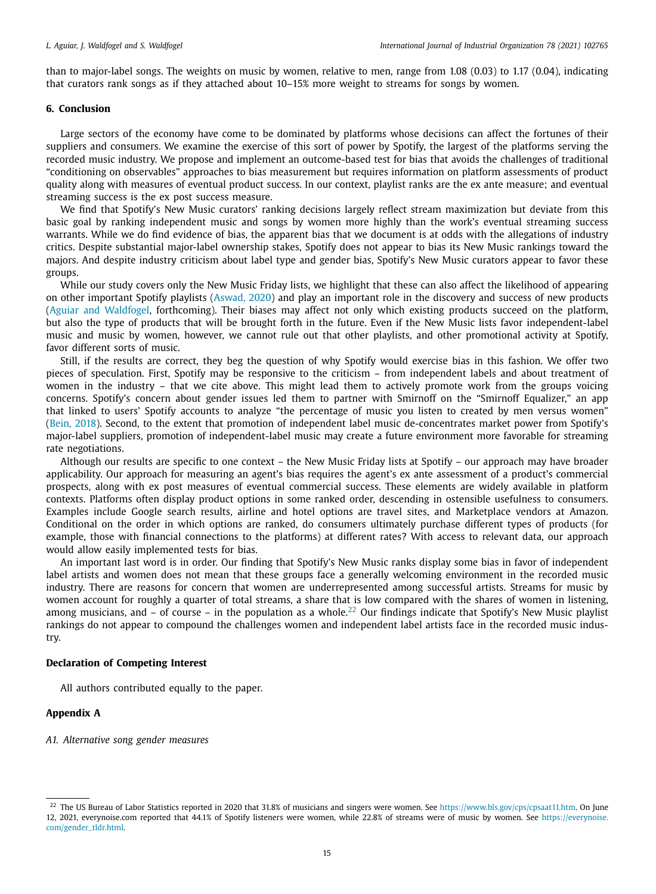than to major-label songs. The weights on music by women, relative to men, range from 1.08 (0.03) to 1.17 (0.04), indicating that curators rank songs as if they attached about 10–15% more weight to streams for songs by women.

## 6. Conclusion

Large sectors of the economy have come to be dominated by platforms whose decisions can affect the fortunes of their suppliers and consumers. We examine the exercise of this sort of power by Spotify, the largest of the platforms serving the recorded music industry. We propose and implement an outcome-based test for bias that avoids the challenges of traditional "conditioning on observables" approaches to bias measurement but requires information on platform assessments of product quality along with measures of eventual product success. In our context, playlist ranks are the ex ante measure; and eventual streaming success is the ex post success measure.

We find that Spotify's New Music curators' ranking decisions largely reflect stream maximization but deviate from this basic goal by ranking independent music and songs by women more highly than the work's eventual streaming success warrants. While we do find evidence of bias, the apparent bias that we document is at odds with the allegations of industry critics. Despite substantial major-label ownership stakes, Spotify does not appear to bias its New Music rankings toward the majors. And despite industry criticism about label type and gender bias, Spotify's New Music curators appear to favor these groups.

While our study covers only the New Music Friday lists, we highlight that these can also affect the likelihood of appearing on other important Spotify playlists (Aswad, 2020) and play an important role in the discovery and success of new products (Aguiar and Waldfogel, forthcoming). Their biases may affect not only which existing products succeed on the platform, but also the type of products that will be brought forth in the future. Even if the New Music lists favor independent-label music and music by women, however, we cannot rule out that other playlists, and other promotional activity at Spotify, favor different sorts of music.

Still, if the results are correct, they beg the question of why Spotify would exercise bias in this fashion. We offer two pieces of speculation. First, Spotify may be responsive to the criticism – from independent labels and about treatment of women in the industry – that we cite above. This might lead them to actively promote work from the groups voicing concerns. Spotify's concern about gender issues led them to partner with Smirnoff on the "Smirnoff Equalizer," an app that linked to users' Spotify accounts to analyze "the percentage of music you listen to created by men versus women" (Bein, 2018). Second, to the extent that promotion of independent label music de-concentrates market power from Spotify's major-label suppliers, promotion of independent-label music may create a future environment more favorable for streaming rate negotiations.

Although our results are specific to one context – the New Music Friday lists at Spotify – our approach may have broader applicability. Our approach for measuring an agent's bias requires the agent's ex ante assessment of a product's commercial prospects, along with ex post measures of eventual commercial success. These elements are widely available in platform contexts. Platforms often display product options in some ranked order, descending in ostensible usefulness to consumers. Examples include Google search results, airline and hotel options are travel sites, and Marketplace vendors at Amazon. Conditional on the order in which options are ranked, do consumers ultimately purchase different types of products (for example, those with financial connections to the platforms) at different rates? With access to relevant data, our approach would allow easily implemented tests for bias.

An important last word is in order. Our finding that Spotify's New Music ranks display some bias in favor of independent label artists and women does not mean that these groups face a generally welcoming environment in the recorded music industry. There are reasons for concern that women are underrepresented among successful artists. Streams for music by women account for roughly a quarter of total streams, a share that is low compared with the shares of women in listening, among musicians, and – of course – in the population as a whole.[22] Our findings indicate that Spotify's New Music playlist rankings do not appear to compound the challenges women and independent label artists face in the recorded music industry.

### Declaration of Competing Interest

All authors contributed equally to the paper.

### Appendix A

*A1. Alternative song gender measures*

[22] The US Bureau of Labor Statistics reported in 2020 that 31.8% of musicians and singers were women. See https://www.bls.gov/cps/cpsaat11.htm. On June 12, 2021, everynoise.com reported that 44.1% of Spotify listeners were women, while 22.8% of streams were of music by women. See https://everynoise.com/gender_tldr.html.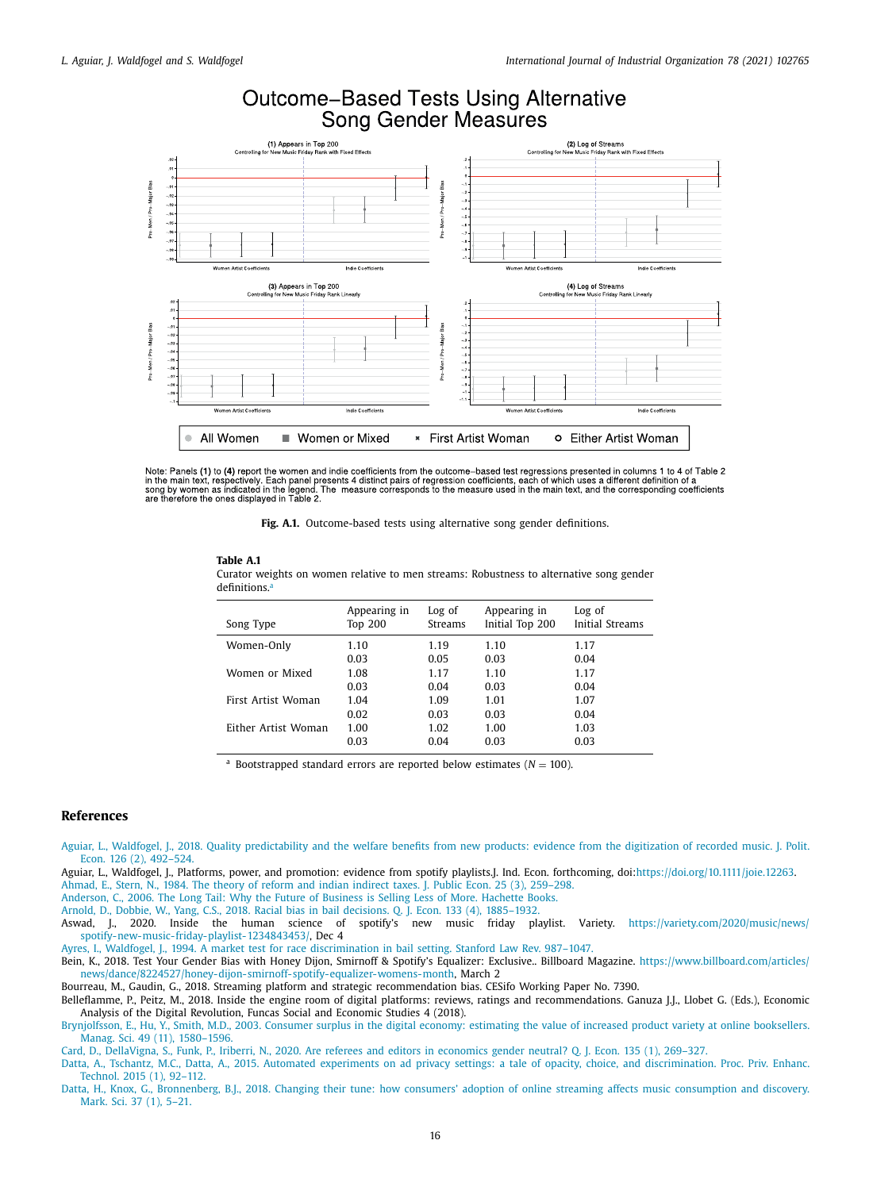**Fig. A.1.** Outcome-based tests using alternative song gender definitions.

Note: Panels **(1)** to **(4)** report the women and indie coefficients from the outcome-based test regressions presented in columns 1 to 4 of Table 2 in the main text, respectively. Each panel presents 4 distinct pairs of regression coefficients, each of which uses a different definition of a song by women as indicated in the legend. The measure corresponds to the measure used in the main text, and the corresponding coefficients are therefore the ones displayed in Table 2.

**Table A.1**
Curator weights on women relative to men streams: Robustness to alternative song gender definitions.[a]

| Song Type | Appearing in Top 200 | Log of Streams | Appearing in Initial Top 200 | Log of Initial Streams |
|---|---|---|---|---|
| Women-Only | 1.10 | 1.19 | 1.10 | 1.17 |
| | 0.03 | 0.05 | 0.03 | 0.04 |
| Women or Mixed | 1.08 | 1.17 | 1.10 | 1.17 |
| | 0.03 | 0.04 | 0.03 | 0.04 |
| First Artist Woman | 1.04 | 1.09 | 1.01 | 1.07 |
| | 0.02 | 0.03 | 0.03 | 0.04 |
| Either Artist Woman | 1.00 | 1.02 | 1.00 | 1.03 |
| | 0.03 | 0.04 | 0.03 | 0.03 |

[a] Bootstrapped standard errors are reported below estimates ($N = 100$).

## References

Aguiar, L., Waldfogel, J., 2018. Quality predictability and the welfare benefits from new products: evidence from the digitization of recorded music. J. Polit. Econ. 126 (2), 492–524.

Aguiar, L., Waldfogel, J., Platforms, power, and promotion: evidence from spotify playlists.J. Ind. Econ. forthcoming, doi:https://doi.org/10.1111/joie.12263.

Ahmad, E., Stern, N., 1984. The theory of reform and indian indirect taxes. J. Public Econ. 25 (3), 259–298.

Anderson, C., 2006. The Long Tail: Why the Future of Business is Selling Less of More. Hachette Books.

Arnold, D., Dobbie, W., Yang, C.S., 2018. Racial bias in bail decisions. Q. J. Econ. 133 (4), 1885–1932.

Aswad, J., 2020. Inside the human science of spotify's new music friday playlist. Variety. https://variety.com/2020/music/news/spotify-new-music-friday-playlist-1234843453/, Dec 4

Ayres, I., Waldfogel, J., 1994. A market test for race discrimination in bail setting. Stanford Law Rev. 987–1047.

Bein, K., 2018. Test Your Gender Bias with Honey Dijon, Smirnoff & Spotify's Equalizer: Exclusive.. Billboard Magazine. https://www.billboard.com/articles/news/dance/8224527/honey-dijon-smirnoff-spotify-equalizer-womens-month, March 2

Bourreau, M., Gaudin, G., 2018. Streaming platform and strategic recommendation bias. CESifo Working Paper No. 7390.

Belleflamme, P., Peitz, M., 2018. Inside the engine room of digital platforms: reviews, ratings and recommendations. Ganuza J.J., Llobet G. (Eds.), Economic Analysis of the Digital Revolution, Funcas Social and Economic Studies 4 (2018).

Brynjolfsson, E., Hu, Y., Smith, M.D., 2003. Consumer surplus in the digital economy: estimating the value of increased product variety at online booksellers. Manag. Sci. 49 (11), 1580–1596.

Card, D., DellaVigna, S., Funk, P., Iriberri, N., 2020. Are referees and editors in economics gender neutral? Q. J. Econ. 135 (1), 269–327.

Datta, A., Tschantz, M.C., Datta, A., 2015. Automated experiments on ad privacy settings: a tale of opacity, choice, and discrimination. Proc. Priv. Enhanc. Technol. 2015 (1), 92–112.

Datta, H., Knox, G., Bronnenberg, B.J., 2018. Changing their tune: how consumers' adoption of online streaming affects music consumption and discovery. Mark. Sci. 37 (1), 5–21.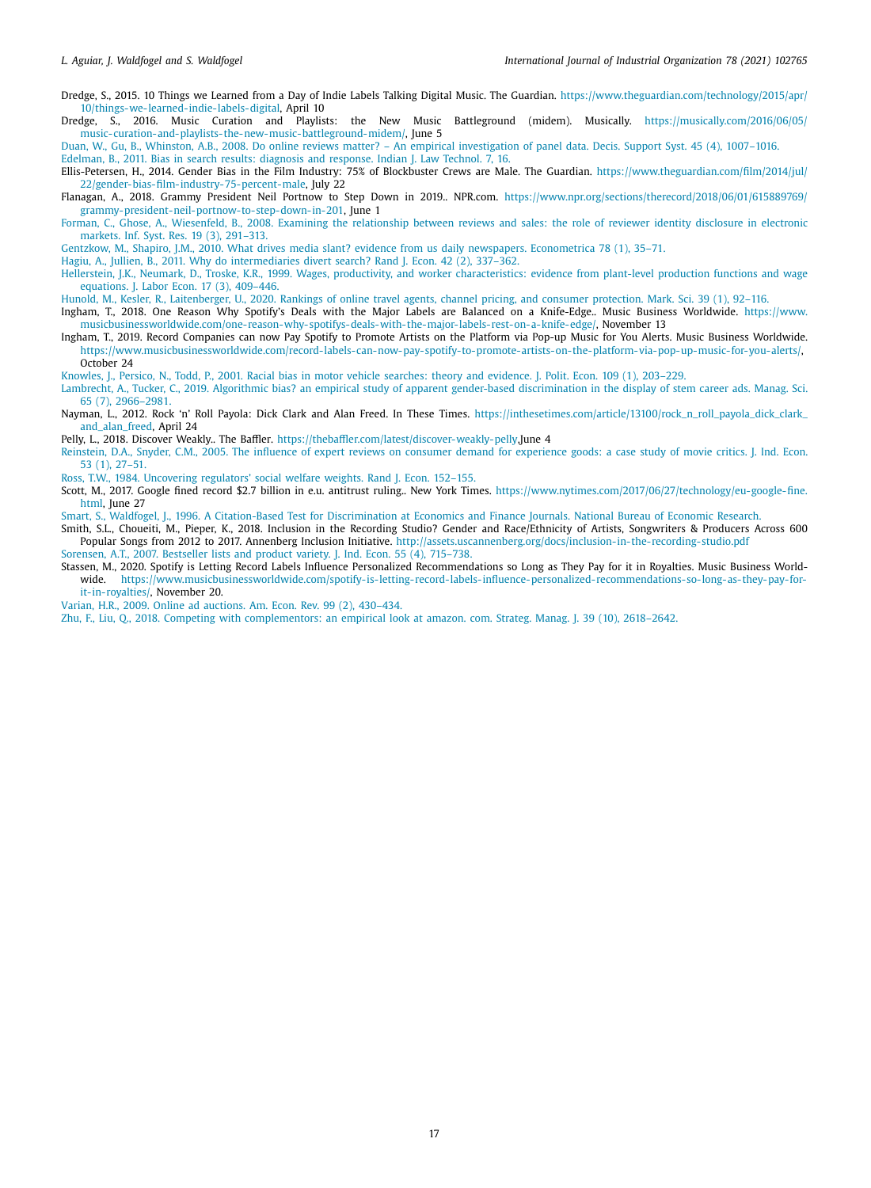Dredge, S., 2015. 10 Things we Learned from a Day of Indie Labels Talking Digital Music. The Guardian. https://www.theguardian.com/technology/2015/apr/10/things-we-learned-indie-labels-digital, April 10

Dredge, S., 2016. Music Curation and Playlists: the New Music Battleground (midem). Musically. https://musically.com/2016/06/05/music-curation-and-playlists-the-new-music-battleground-midem/, June 5

Duan, W., Gu, B., Whinston, A.B., 2008. Do online reviews matter? – An empirical investigation of panel data. Decis. Support Syst. 45 (4), 1007–1016.

Edelman, B., 2011. Bias in search results: diagnosis and response. Indian J. Law Technol. 7, 16.

Ellis-Petersen, H., 2014. Gender Bias in the Film Industry: 75% of Blockbuster Crews are Male. The Guardian. https://www.theguardian.com/film/2014/jul/22/gender-bias-film-industry-75-percent-male, July 22

Flanagan, A., 2018. Grammy President Neil Portnow to Step Down in 2019.. NPR.com. https://www.npr.org/sections/therecord/2018/06/01/615889769/grammy-president-neil-portnow-to-step-down-in-201, June 1

Forman, C., Ghose, A., Wiesenfeld, B., 2008. Examining the relationship between reviews and sales: the role of reviewer identity disclosure in electronic markets. Inf. Syst. Res. 19 (3), 291–313.

Gentzkow, M., Shapiro, J.M., 2010. What drives media slant? evidence from us daily newspapers. Econometrica 78 (1), 35–71.

Hagiu, A., Jullien, B., 2011. Why do intermediaries divert search? Rand J. Econ. 42 (2), 337–362.

Hellerstein, J.K., Neumark, D., Troske, K.R., 1999. Wages, productivity, and worker characteristics: evidence from plant-level production functions and wage equations. J. Labor Econ. 17 (3), 409–446.

Hunold, M., Kesler, R., Laitenberger, U., 2020. Rankings of online travel agents, channel pricing, and consumer protection. Mark. Sci. 39 (1), 92–116.

Ingham, T., 2018. One Reason Why Spotify's Deals with the Major Labels are Balanced on a Knife-Edge.. Music Business Worldwide. https://www.musicbusinessworldwide.com/one-reason-why-spotifys-deals-with-the-major-labels-rest-on-a-knife-edge/, November 13

Ingham, T., 2019. Record Companies can now Pay Spotify to Promote Artists on the Platform via Pop-up Music for You Alerts. Music Business Worldwide. https://www.musicbusinessworldwide.com/record-labels-can-now-pay-spotify-to-promote-artists-on-the-platform-via-pop-up-music-for-you-alerts/, October 24

Knowles, J., Persico, N., Todd, P., 2001. Racial bias in motor vehicle searches: theory and evidence. J. Polit. Econ. 109 (1), 203–229.

Lambrecht, A., Tucker, C., 2019. Algorithmic bias? an empirical study of apparent gender-based discrimination in the display of stem career ads. Manag. Sci. 65 (7), 2966–2981.

Nayman, L., 2012. Rock 'n' Roll Payola: Dick Clark and Alan Freed. In These Times. https://inthesetimes.com/article/13100/rock_n_roll_payola_dick_clark_and_alan_freed, April 24

Pelly, L., 2018. Discover Weakly.. The Baffler. https://thebaffler.com/latest/discover-weakly-pelly,June 4

Reinstein, D.A., Snyder, C.M., 2005. The influence of expert reviews on consumer demand for experience goods: a case study of movie critics. J. Ind. Econ. 53 (1), 27–51.

Ross, T.W., 1984. Uncovering regulators' social welfare weights. Rand J. Econ. 152–155.

Scott, M., 2017. Google fined record $2.7 billion in e.u. antitrust ruling.. New York Times. https://www.nytimes.com/2017/06/27/technology/eu-google-fine.html, June 27

Smart, S., Waldfogel, J., 1996. A Citation-Based Test for Discrimination at Economics and Finance Journals. National Bureau of Economic Research.

Smith, S.L., Choueiti, M., Pieper, K., 2018. Inclusion in the Recording Studio? Gender and Race/Ethnicity of Artists, Songwriters & Producers Across 600 Popular Songs from 2012 to 2017. Annenberg Inclusion Initiative. http://assets.uscannenberg.org/docs/inclusion-in-the-recording-studio.pdf

Sorensen, A.T., 2007. Bestseller lists and product variety. J. Ind. Econ. 55 (4), 715–738.

Stassen, M., 2020. Spotify is Letting Record Labels Influence Personalized Recommendations so Long as They Pay for it in Royalties. Music Business Worldwide. https://www.musicbusinessworldwide.com/spotify-is-letting-record-labels-influence-personalized-recommendations-so-long-as-they-pay-for-it-in-royalties/, November 20.

Varian, H.R., 2009. Online ad auctions. Am. Econ. Rev. 99 (2), 430–434.

Zhu, F., Liu, Q., 2018. Competing with complementors: an empirical look at amazon. com. Strateg. Manag. J. 39 (10), 2618–2642.